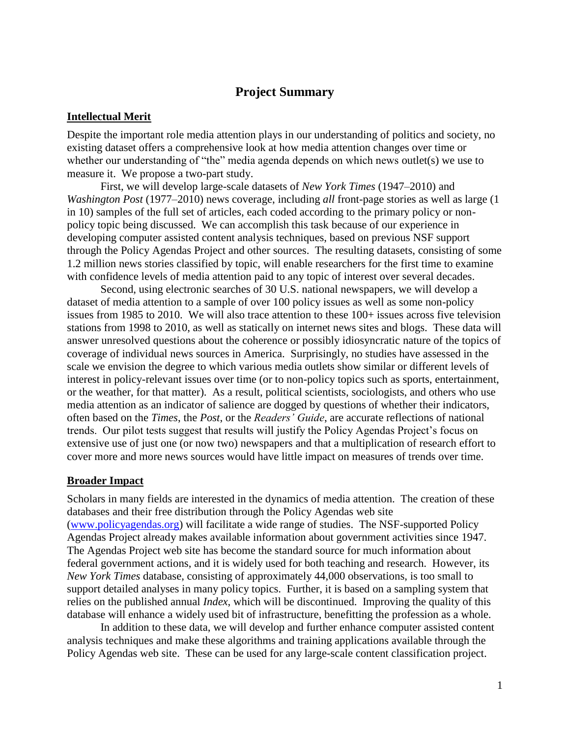# Project Summary

## Intellectual Merit

Despite the important role media attention plays in our understanding of politics and society, no existing dataset offers a comprehensive look at how media attention changes over time or whether our understanding of "the" media agenda depends on which news outlet(s) we use to measure it. We propose a two-part study.

First, we will develop large-scale datasets of *New York Times* (1947–2010) and *Washington Post* (1977–2010) news coverage, including *all* front-page stories as well as large (1 in 10) samples of the full set of articles, each coded according to the primary policy or non-policy topic being discussed. We can accomplish this task because of our experience in developing computer assisted content analysis techniques, based on previous NSF support through the Policy Agendas Project and other sources. The resulting datasets, consisting of some 1.2 million news stories classified by topic, will enable researchers for the first time to examine with confidence levels of media attention paid to any topic of interest over several decades.

Second, using electronic searches of 30 U.S. national newspapers, we will develop a dataset of media attention to a sample of over 100 policy issues as well as some non-policy issues from 1985 to 2010. We will also trace attention to these 100+ issues across five television stations from 1998 to 2010, as well as statically on internet news sites and blogs. These data will answer unresolved questions about the coherence or possibly idiosyncratic nature of the topics of coverage of individual news sources in America. Surprisingly, no studies have assessed in the scale we envision the degree to which various media outlets show similar or different levels of interest in policy-relevant issues over time (or to non-policy topics such as sports, entertainment, or the weather, for that matter). As a result, political scientists, sociologists, and others who use media attention as an indicator of salience are dogged by questions of whether their indicators, often based on the *Times*, the *Post*, or the *Readers' Guide*, are accurate reflections of national trends. Our pilot tests suggest that results will justify the Policy Agendas Project's focus on extensive use of just one (or now two) newspapers and that a multiplication of research effort to cover more and more news sources would have little impact on measures of trends over time.

## Broader Impact

Scholars in many fields are interested in the dynamics of media attention. The creation of these databases and their free distribution through the Policy Agendas web site ([www.policyagendas.org](www.policyagendas.org)) will facilitate a wide range of studies. The NSF-supported Policy Agendas Project already makes available information about government activities since 1947. The Agendas Project web site has become the standard source for much information about federal government actions, and it is widely used for both teaching and research. However, its *New York Times* database, consisting of approximately 44,000 observations, is too small to support detailed analyses in many policy topics. Further, it is based on a sampling system that relies on the published annual *Index*, which will be discontinued. Improving the quality of this database will enhance a widely used bit of infrastructure, benefitting the profession as a whole.

In addition to these data, we will develop and further enhance computer assisted content analysis techniques and make these algorithms and training applications available through the Policy Agendas web site. These can be used for any large-scale content classification project.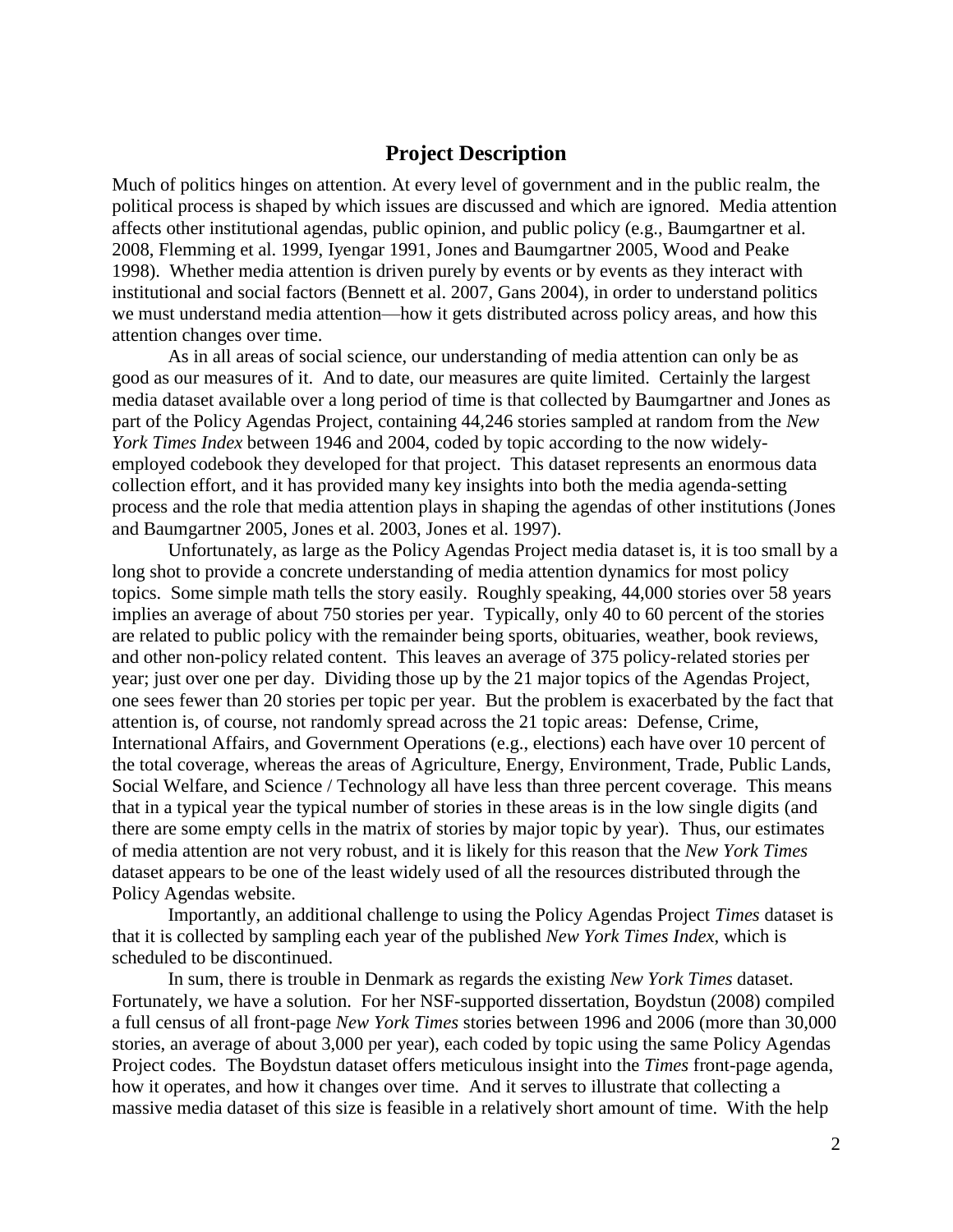## Project Description

Much of politics hinges on attention. At every level of government and in the public realm, the political process is shaped by which issues are discussed and which are ignored. Media attention affects other institutional agendas, public opinion, and public policy (e.g., Baumgartner et al. 2008, Flemming et al. 1999, Iyengar 1991, Jones and Baumgartner 2005, Wood and Peake 1998). Whether media attention is driven purely by events or by events as they interact with institutional and social factors (Bennett et al. 2007, Gans 2004), in order to understand politics we must understand media attention—how it gets distributed across policy areas, and how this attention changes over time.

As in all areas of social science, our understanding of media attention can only be as good as our measures of it. And to date, our measures are quite limited. Certainly the largest media dataset available over a long period of time is that collected by Baumgartner and Jones as part of the Policy Agendas Project, containing 44,246 stories sampled at random from the *New York Times Index* between 1946 and 2004, coded by topic according to the now widely-employed codebook they developed for that project. This dataset represents an enormous data collection effort, and it has provided many key insights into both the media agenda-setting process and the role that media attention plays in shaping the agendas of other institutions (Jones and Baumgartner 2005, Jones et al. 2003, Jones et al. 1997).

Unfortunately, as large as the Policy Agendas Project media dataset is, it is too small by a long shot to provide a concrete understanding of media attention dynamics for most policy topics. Some simple math tells the story easily. Roughly speaking, 44,000 stories over 58 years implies an average of about 750 stories per year. Typically, only 40 to 60 percent of the stories are related to public policy with the remainder being sports, obituaries, weather, book reviews, and other non-policy related content. This leaves an average of 375 policy-related stories per year; just over one per day. Dividing those up by the 21 major topics of the Agendas Project, one sees fewer than 20 stories per topic per year. But the problem is exacerbated by the fact that attention is, of course, not randomly spread across the 21 topic areas: Defense, Crime, International Affairs, and Government Operations (e.g., elections) each have over 10 percent of the total coverage, whereas the areas of Agriculture, Energy, Environment, Trade, Public Lands, Social Welfare, and Science / Technology all have less than three percent coverage. This means that in a typical year the typical number of stories in these areas is in the low single digits (and there are some empty cells in the matrix of stories by major topic by year). Thus, our estimates of media attention are not very robust, and it is likely for this reason that the *New York Times* dataset appears to be one of the least widely used of all the resources distributed through the Policy Agendas website.

Importantly, an additional challenge to using the Policy Agendas Project *Times* dataset is that it is collected by sampling each year of the published *New York Times Index*, which is scheduled to be discontinued.

In sum, there is trouble in Denmark as regards the existing *New York Times* dataset. Fortunately, we have a solution. For her NSF-supported dissertation, Boydstun (2008) compiled a full census of all front-page *New York Times* stories between 1996 and 2006 (more than 30,000 stories, an average of about 3,000 per year), each coded by topic using the same Policy Agendas Project codes. The Boydstun dataset offers meticulous insight into the *Times* front-page agenda, how it operates, and how it changes over time. And it serves to illustrate that collecting a massive media dataset of this size is feasible in a relatively short amount of time. With the help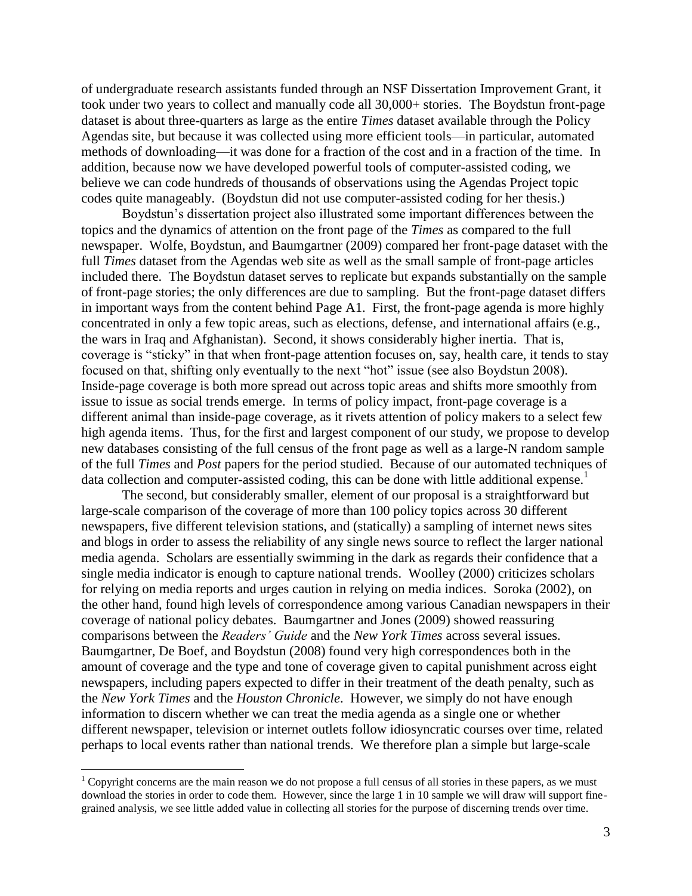of undergraduate research assistants funded through an NSF Dissertation Improvement Grant, it took under two years to collect and manually code all 30,000+ stories. The Boydstun front-page dataset is about three-quarters as large as the entire *Times* dataset available through the Policy Agendas site, but because it was collected using more efficient tools—in particular, automated methods of downloading—it was done for a fraction of the cost and in a fraction of the time. In addition, because now we have developed powerful tools of computer-assisted coding, we believe we can code hundreds of thousands of observations using the Agendas Project topic codes quite manageably. (Boydstun did not use computer-assisted coding for her thesis.)

Boydstun's dissertation project also illustrated some important differences between the topics and the dynamics of attention on the front page of the *Times* as compared to the full newspaper. Wolfe, Boydstun, and Baumgartner (2009) compared her front-page dataset with the full *Times* dataset from the Agendas web site as well as the small sample of front-page articles included there. The Boydstun dataset serves to replicate but expands substantially on the sample of front-page stories; the only differences are due to sampling. But the front-page dataset differs in important ways from the content behind Page A1. First, the front-page agenda is more highly concentrated in only a few topic areas, such as elections, defense, and international affairs (e.g., the wars in Iraq and Afghanistan). Second, it shows considerably higher inertia. That is, coverage is "sticky" in that when front-page attention focuses on, say, health care, it tends to stay focused on that, shifting only eventually to the next "hot" issue (see also Boydstun 2008). Inside-page coverage is both more spread out across topic areas and shifts more smoothly from issue to issue as social trends emerge. In terms of policy impact, front-page coverage is a different animal than inside-page coverage, as it rivets attention of policy makers to a select few high agenda items. Thus, for the first and largest component of our study, we propose to develop new databases consisting of the full census of the front page as well as a large-N random sample of the full *Times* and *Post* papers for the period studied. Because of our automated techniques of data collection and computer-assisted coding, this can be done with little additional expense.[1]

The second, but considerably smaller, element of our proposal is a straightforward but large-scale comparison of the coverage of more than 100 policy topics across 30 different newspapers, five different television stations, and (statically) a sampling of internet news sites and blogs in order to assess the reliability of any single news source to reflect the larger national media agenda. Scholars are essentially swimming in the dark as regards their confidence that a single media indicator is enough to capture national trends. Woolley (2000) criticizes scholars for relying on media reports and urges caution in relying on media indices. Soroka (2002), on the other hand, found high levels of correspondence among various Canadian newspapers in their coverage of national policy debates. Baumgartner and Jones (2009) showed reassuring comparisons between the *Readers' Guide* and the *New York Times* across several issues. Baumgartner, De Boef, and Boydstun (2008) found very high correspondences both in the amount of coverage and the type and tone of coverage given to capital punishment across eight newspapers, including papers expected to differ in their treatment of the death penalty, such as the *New York Times* and the *Houston Chronicle*. However, we simply do not have enough information to discern whether we can treat the media agenda as a single one or whether different newspaper, television or internet outlets follow idiosyncratic courses over time, related perhaps to local events rather than national trends. We therefore plan a simple but large-scale

[1] Copyright concerns are the main reason we do not propose a full census of all stories in these papers, as we must download the stories in order to code them. However, since the large 1 in 10 sample we will draw will support fine-grained analysis, we see little added value in collecting all stories for the purpose of discerning trends over time.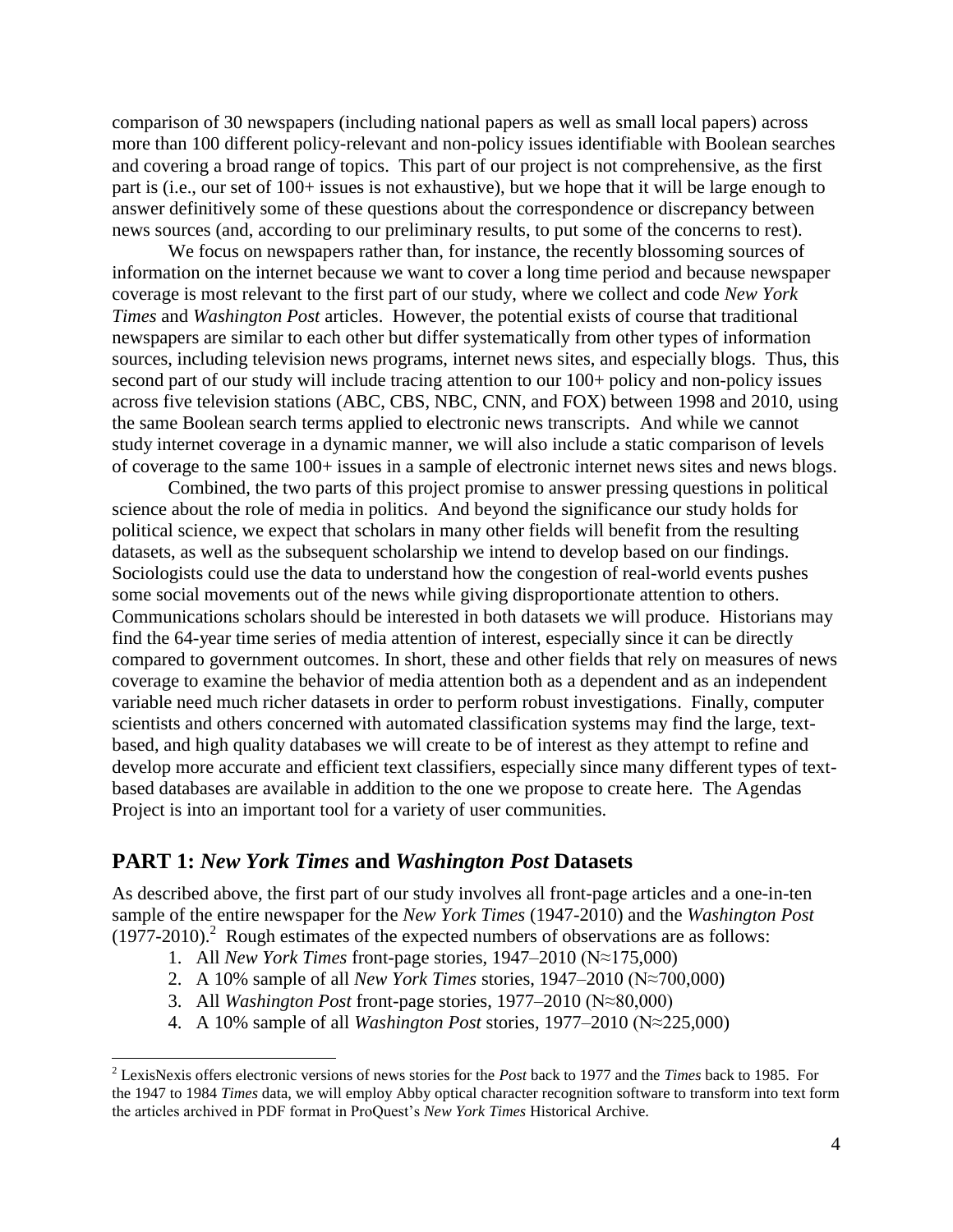comparison of 30 newspapers (including national papers as well as small local papers) across more than 100 different policy-relevant and non-policy issues identifiable with Boolean searches and covering a broad range of topics. This part of our project is not comprehensive, as the first part is (i.e., our set of 100+ issues is not exhaustive), but we hope that it will be large enough to answer definitively some of these questions about the correspondence or discrepancy between news sources (and, according to our preliminary results, to put some of the concerns to rest).

We focus on newspapers rather than, for instance, the recently blossoming sources of information on the internet because we want to cover a long time period and because newspaper coverage is most relevant to the first part of our study, where we collect and code *New York Times* and *Washington Post* articles. However, the potential exists of course that traditional newspapers are similar to each other but differ systematically from other types of information sources, including television news programs, internet news sites, and especially blogs. Thus, this second part of our study will include tracing attention to our 100+ policy and non-policy issues across five television stations (ABC, CBS, NBC, CNN, and FOX) between 1998 and 2010, using the same Boolean search terms applied to electronic news transcripts. And while we cannot study internet coverage in a dynamic manner, we will also include a static comparison of levels of coverage to the same 100+ issues in a sample of electronic internet news sites and news blogs.

Combined, the two parts of this project promise to answer pressing questions in political science about the role of media in politics. And beyond the significance our study holds for political science, we expect that scholars in many other fields will benefit from the resulting datasets, as well as the subsequent scholarship we intend to develop based on our findings. Sociologists could use the data to understand how the congestion of real-world events pushes some social movements out of the news while giving disproportionate attention to others. Communications scholars should be interested in both datasets we will produce. Historians may find the 64-year time series of media attention of interest, especially since it can be directly compared to government outcomes. In short, these and other fields that rely on measures of news coverage to examine the behavior of media attention both as a dependent and as an independent variable need much richer datasets in order to perform robust investigations. Finally, computer scientists and others concerned with automated classification systems may find the large, text-based, and high quality databases we will create to be of interest as they attempt to refine and develop more accurate and efficient text classifiers, especially since many different types of text-based databases are available in addition to the one we propose to create here. The Agendas Project is into an important tool for a variety of user communities.

## PART 1: *New York Times* and *Washington Post* Datasets

As described above, the first part of our study involves all front-page articles and a one-in-ten sample of the entire newspaper for the *New York Times* (1947-2010) and the *Washington Post* (1977-2010).[2] Rough estimates of the expected numbers of observations are as follows:

1. All *New York Times* front-page stories, 1947–2010 (N≈175,000)
2. A 10% sample of all *New York Times* stories, 1947–2010 (N≈700,000)
3. All *Washington Post* front-page stories, 1977–2010 (N≈80,000)
4. A 10% sample of all *Washington Post* stories, 1977–2010 (N≈225,000)

[2] LexisNexis offers electronic versions of news stories for the *Post* back to 1977 and the *Times* back to 1985. For the 1947 to 1984 *Times* data, we will employ Abby optical character recognition software to transform into text form the articles archived in PDF format in ProQuest's *New York Times* Historical Archive.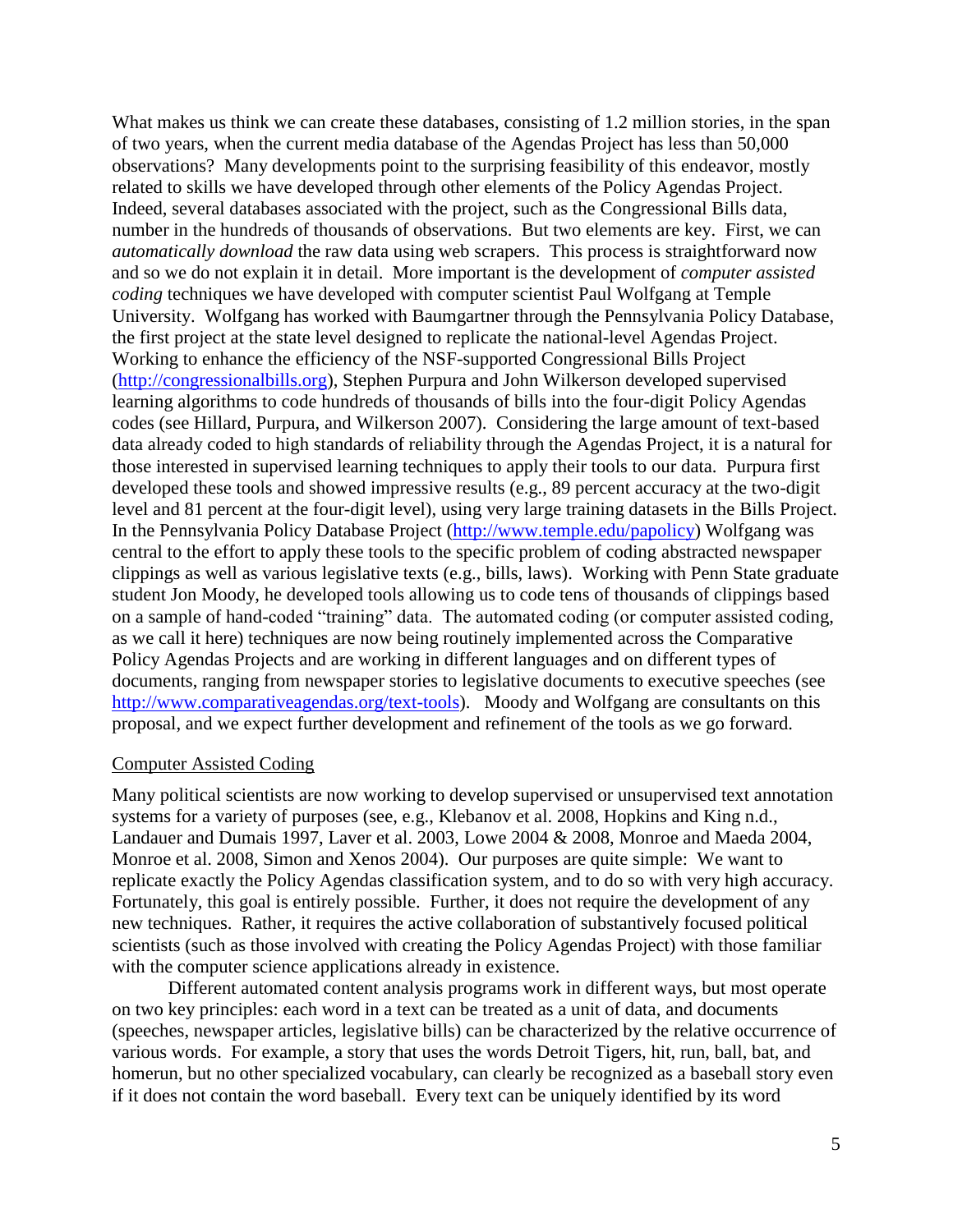What makes us think we can create these databases, consisting of 1.2 million stories, in the span of two years, when the current media database of the Agendas Project has less than 50,000 observations? Many developments point to the surprising feasibility of this endeavor, mostly related to skills we have developed through other elements of the Policy Agendas Project. Indeed, several databases associated with the project, such as the Congressional Bills data, number in the hundreds of thousands of observations. But two elements are key. First, we can *automatically download* the raw data using web scrapers. This process is straightforward now and so we do not explain it in detail. More important is the development of *computer assisted coding* techniques we have developed with computer scientist Paul Wolfgang at Temple University. Wolfgang has worked with Baumgartner through the Pennsylvania Policy Database, the first project at the state level designed to replicate the national-level Agendas Project. Working to enhance the efficiency of the NSF-supported Congressional Bills Project (http://congressionalbills.org), Stephen Purpura and John Wilkerson developed supervised learning algorithms to code hundreds of thousands of bills into the four-digit Policy Agendas codes (see Hillard, Purpura, and Wilkerson 2007). Considering the large amount of text-based data already coded to high standards of reliability through the Agendas Project, it is a natural for those interested in supervised learning techniques to apply their tools to our data. Purpura first developed these tools and showed impressive results (e.g., 89 percent accuracy at the two-digit level and 81 percent at the four-digit level), using very large training datasets in the Bills Project. In the Pennsylvania Policy Database Project (http://www.temple.edu/papolicy) Wolfgang was central to the effort to apply these tools to the specific problem of coding abstracted newspaper clippings as well as various legislative texts (e.g., bills, laws). Working with Penn State graduate student Jon Moody, he developed tools allowing us to code tens of thousands of clippings based on a sample of hand-coded "training" data. The automated coding (or computer assisted coding, as we call it here) techniques are now being routinely implemented across the Comparative Policy Agendas Projects and are working in different languages and on different types of documents, ranging from newspaper stories to legislative documents to executive speeches (see http://www.comparativeagendas.org/text-tools). Moody and Wolfgang are consultants on this proposal, and we expect further development and refinement of the tools as we go forward.

## Computer Assisted Coding

Many political scientists are now working to develop supervised or unsupervised text annotation systems for a variety of purposes (see, e.g., Klebanov et al. 2008, Hopkins and King n.d., Landauer and Dumais 1997, Laver et al. 2003, Lowe 2004 & 2008, Monroe and Maeda 2004, Monroe et al. 2008, Simon and Xenos 2004). Our purposes are quite simple: We want to replicate exactly the Policy Agendas classification system, and to do so with very high accuracy. Fortunately, this goal is entirely possible. Further, it does not require the development of any new techniques. Rather, it requires the active collaboration of substantively focused political scientists (such as those involved with creating the Policy Agendas Project) with those familiar with the computer science applications already in existence.

Different automated content analysis programs work in different ways, but most operate on two key principles: each word in a text can be treated as a unit of data, and documents (speeches, newspaper articles, legislative bills) can be characterized by the relative occurrence of various words. For example, a story that uses the words Detroit Tigers, hit, run, ball, bat, and homerun, but no other specialized vocabulary, can clearly be recognized as a baseball story even if it does not contain the word baseball. Every text can be uniquely identified by its word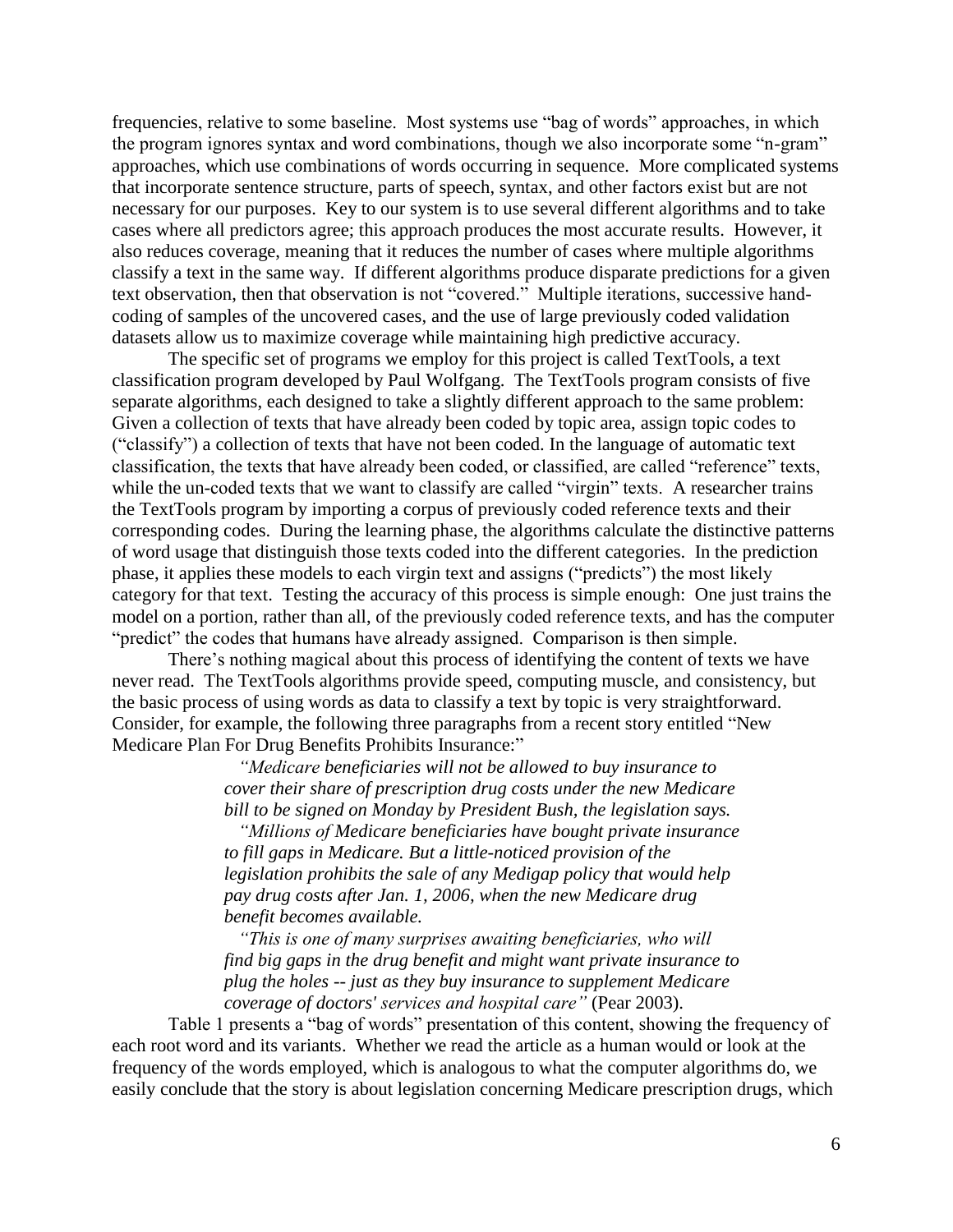frequencies, relative to some baseline. Most systems use "bag of words" approaches, in which the program ignores syntax and word combinations, though we also incorporate some "n-gram" approaches, which use combinations of words occurring in sequence. More complicated systems that incorporate sentence structure, parts of speech, syntax, and other factors exist but are not necessary for our purposes. Key to our system is to use several different algorithms and to take cases where all predictors agree; this approach produces the most accurate results. However, it also reduces coverage, meaning that it reduces the number of cases where multiple algorithms classify a text in the same way. If different algorithms produce disparate predictions for a given text observation, then that observation is not "covered." Multiple iterations, successive hand-coding of samples of the uncovered cases, and the use of large previously coded validation datasets allow us to maximize coverage while maintaining high predictive accuracy.

The specific set of programs we employ for this project is called TextTools, a text classification program developed by Paul Wolfgang. The TextTools program consists of five separate algorithms, each designed to take a slightly different approach to the same problem: Given a collection of texts that have already been coded by topic area, assign topic codes to ("classify") a collection of texts that have not been coded. In the language of automatic text classification, the texts that have already been coded, or classified, are called "reference" texts, while the un-coded texts that we want to classify are called "virgin" texts. A researcher trains the TextTools program by importing a corpus of previously coded reference texts and their corresponding codes. During the learning phase, the algorithms calculate the distinctive patterns of word usage that distinguish those texts coded into the different categories. In the prediction phase, it applies these models to each virgin text and assigns ("predicts") the most likely category for that text. Testing the accuracy of this process is simple enough: One just trains the model on a portion, rather than all, of the previously coded reference texts, and has the computer "predict" the codes that humans have already assigned. Comparison is then simple.

There's nothing magical about this process of identifying the content of texts we have never read. The TextTools algorithms provide speed, computing muscle, and consistency, but the basic process of using words as data to classify a text by topic is very straightforward. Consider, for example, the following three paragraphs from a recent story entitled "New Medicare Plan For Drug Benefits Prohibits Insurance:"

> *"Medicare beneficiaries will not be allowed to buy insurance to cover their share of prescription drug costs under the new Medicare bill to be signed on Monday by President Bush, the legislation says.*
>
> *"Millions of Medicare beneficiaries have bought private insurance to fill gaps in Medicare. But a little-noticed provision of the legislation prohibits the sale of any Medigap policy that would help pay drug costs after Jan. 1, 2006, when the new Medicare drug benefit becomes available.*
>
> *"This is one of many surprises awaiting beneficiaries, who will find big gaps in the drug benefit and might want private insurance to plug the holes -- just as they buy insurance to supplement Medicare coverage of doctors' services and hospital care"* (Pear 2003).

Table 1 presents a "bag of words" presentation of this content, showing the frequency of each root word and its variants. Whether we read the article as a human would or look at the frequency of the words employed, which is analogous to what the computer algorithms do, we easily conclude that the story is about legislation concerning Medicare prescription drugs, which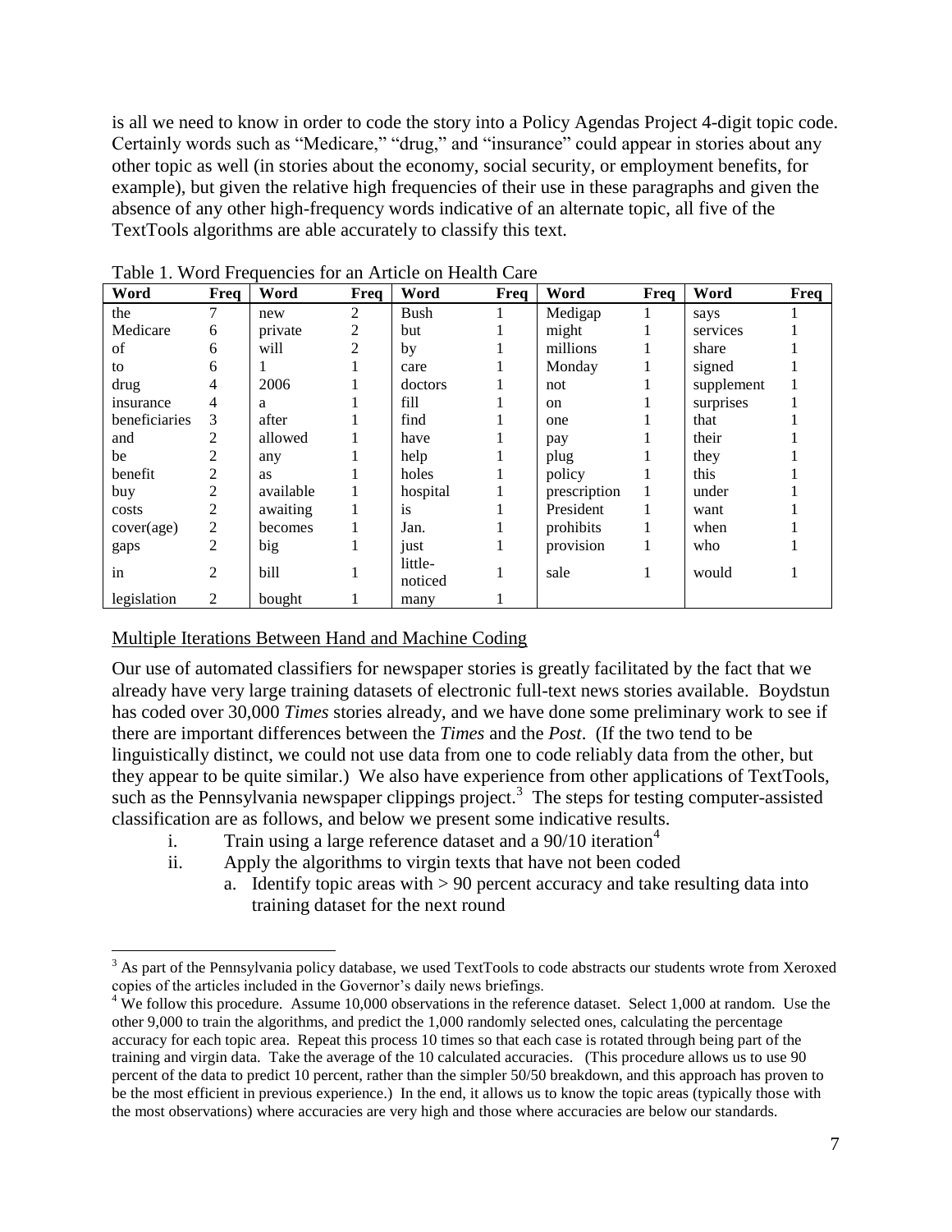is all we need to know in order to code the story into a Policy Agendas Project 4-digit topic code. Certainly words such as "Medicare," "drug," and "insurance" could appear in stories about any other topic as well (in stories about the economy, social security, or employment benefits, for example), but given the relative high frequencies of their use in these paragraphs and given the absence of any other high-frequency words indicative of an alternate topic, all five of the TextTools algorithms are able accurately to classify this text.

Table 1. Word Frequencies for an Article on Health Care

| Word | Freq | Word | Freq | Word | Freq | Word | Freq | Word | Freq |
|---|---|---|---|---|---|---|---|---|---|
| the | 7 | new | 2 | Bush | 1 | Medigap | 1 | says | 1 |
| Medicare | 6 | private | 2 | but | 1 | might | 1 | services | 1 |
| of | 6 | will | 2 | by | 1 | millions | 1 | share | 1 |
| to | 6 | 1 | 1 | care | 1 | Monday | 1 | signed | 1 |
| drug | 4 | 2006 | 1 | doctors | 1 | not | 1 | supplement | 1 |
| insurance | 4 | a | 1 | fill | 1 | on | 1 | surprises | 1 |
| beneficiaries | 3 | after | 1 | find | 1 | one | 1 | that | 1 |
| and | 2 | allowed | 1 | have | 1 | pay | 1 | their | 1 |
| be | 2 | any | 1 | help | 1 | plug | 1 | they | 1 |
| benefit | 2 | as | 1 | holes | 1 | policy | 1 | this | 1 |
| buy | 2 | available | 1 | hospital | 1 | prescription | 1 | under | 1 |
| costs | 2 | awaiting | 1 | is | 1 | President | 1 | want | 1 |
| cover(age) | 2 | becomes | 1 | Jan. | 1 | prohibits | 1 | when | 1 |
| gaps | 2 | big | 1 | just | 1 | provision | 1 | who | 1 |
| in | 2 | bill | 1 | little-noticed | 1 | sale | 1 | would | 1 |
| legislation | 2 | bought | 1 | many | 1 | | | | |

Multiple Iterations Between Hand and Machine Coding

Our use of automated classifiers for newspaper stories is greatly facilitated by the fact that we already have very large training datasets of electronic full-text news stories available. Boydstun has coded over 30,000 *Times* stories already, and we have done some preliminary work to see if there are important differences between the *Times* and the *Post*. (If the two tend to be linguistically distinct, we could not use data from one to code reliably data from the other, but they appear to be quite similar.) We also have experience from other applications of TextTools, such as the Pennsylvania newspaper clippings project.[3] The steps for testing computer-assisted classification are as follows, and below we present some indicative results.

i. Train using a large reference dataset and a 90/10 iteration[4]

ii. Apply the algorithms to virgin texts that have not been coded

  a. Identify topic areas with > 90 percent accuracy and take resulting data into training dataset for the next round

[3] As part of the Pennsylvania policy database, we used TextTools to code abstracts our students wrote from Xeroxed copies of the articles included in the Governor's daily news briefings.

[4] We follow this procedure. Assume 10,000 observations in the reference dataset. Select 1,000 at random. Use the other 9,000 to train the algorithms, and predict the 1,000 randomly selected ones, calculating the percentage accuracy for each topic area. Repeat this process 10 times so that each case is rotated through being part of the training and virgin data. Take the average of the 10 calculated accuracies. (This procedure allows us to use 90 percent of the data to predict 10 percent, rather than the simpler 50/50 breakdown, and this approach has proven to be the most efficient in previous experience.) In the end, it allows us to know the topic areas (typically those with the most observations) where accuracies are very high and those where accuracies are below our standards.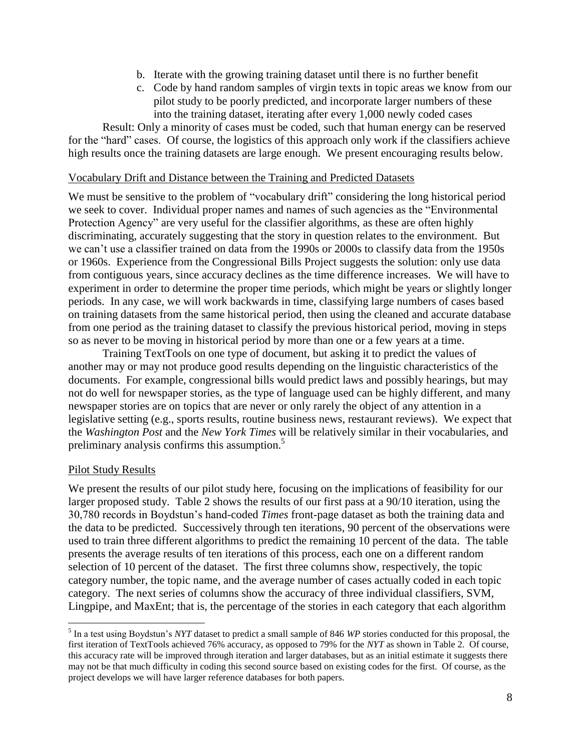b. Iterate with the growing training dataset until there is no further benefit
  c. Code by hand random samples of virgin texts in topic areas we know from our pilot study to be poorly predicted, and incorporate larger numbers of these into the training dataset, iterating after every 1,000 newly coded cases

Result: Only a minority of cases must be coded, such that human energy can be reserved for the "hard" cases. Of course, the logistics of this approach only work if the classifiers achieve high results once the training datasets are large enough. We present encouraging results below.

## Vocabulary Drift and Distance between the Training and Predicted Datasets

We must be sensitive to the problem of "vocabulary drift" considering the long historical period we seek to cover. Individual proper names and names of such agencies as the "Environmental Protection Agency" are very useful for the classifier algorithms, as these are often highly discriminating, accurately suggesting that the story in question relates to the environment. But we can't use a classifier trained on data from the 1990s or 2000s to classify data from the 1950s or 1960s. Experience from the Congressional Bills Project suggests the solution: only use data from contiguous years, since accuracy declines as the time difference increases. We will have to experiment in order to determine the proper time periods, which might be years or slightly longer periods. In any case, we will work backwards in time, classifying large numbers of cases based on training datasets from the same historical period, then using the cleaned and accurate database from one period as the training dataset to classify the previous historical period, moving in steps so as never to be moving in historical period by more than one or a few years at a time.

Training TextTools on one type of document, but asking it to predict the values of another may or may not produce good results depending on the linguistic characteristics of the documents. For example, congressional bills would predict laws and possibly hearings, but may not do well for newspaper stories, as the type of language used can be highly different, and many newspaper stories are on topics that are never or only rarely the object of any attention in a legislative setting (e.g., sports results, routine business news, restaurant reviews). We expect that the *Washington Post* and the *New York Times* will be relatively similar in their vocabularies, and preliminary analysis confirms this assumption.[5]

## Pilot Study Results

We present the results of our pilot study here, focusing on the implications of feasibility for our larger proposed study. Table 2 shows the results of our first pass at a 90/10 iteration, using the 30,780 records in Boydstun's hand-coded *Times* front-page dataset as both the training data and the data to be predicted. Successively through ten iterations, 90 percent of the observations were used to train three different algorithms to predict the remaining 10 percent of the data. The table presents the average results of ten iterations of this process, each one on a different random selection of 10 percent of the dataset. The first three columns show, respectively, the topic category number, the topic name, and the average number of cases actually coded in each topic category. The next series of columns show the accuracy of three individual classifiers, SVM, Lingpipe, and MaxEnt; that is, the percentage of the stories in each category that each algorithm

[5] In a test using Boydstun's *NYT* dataset to predict a small sample of 846 *WP* stories conducted for this proposal, the first iteration of TextTools achieved 76% accuracy, as opposed to 79% for the *NYT* as shown in Table 2. Of course, this accuracy rate will be improved through iteration and larger databases, but as an initial estimate it suggests there may not be that much difficulty in coding this second source based on existing codes for the first. Of course, as the project develops we will have larger reference databases for both papers.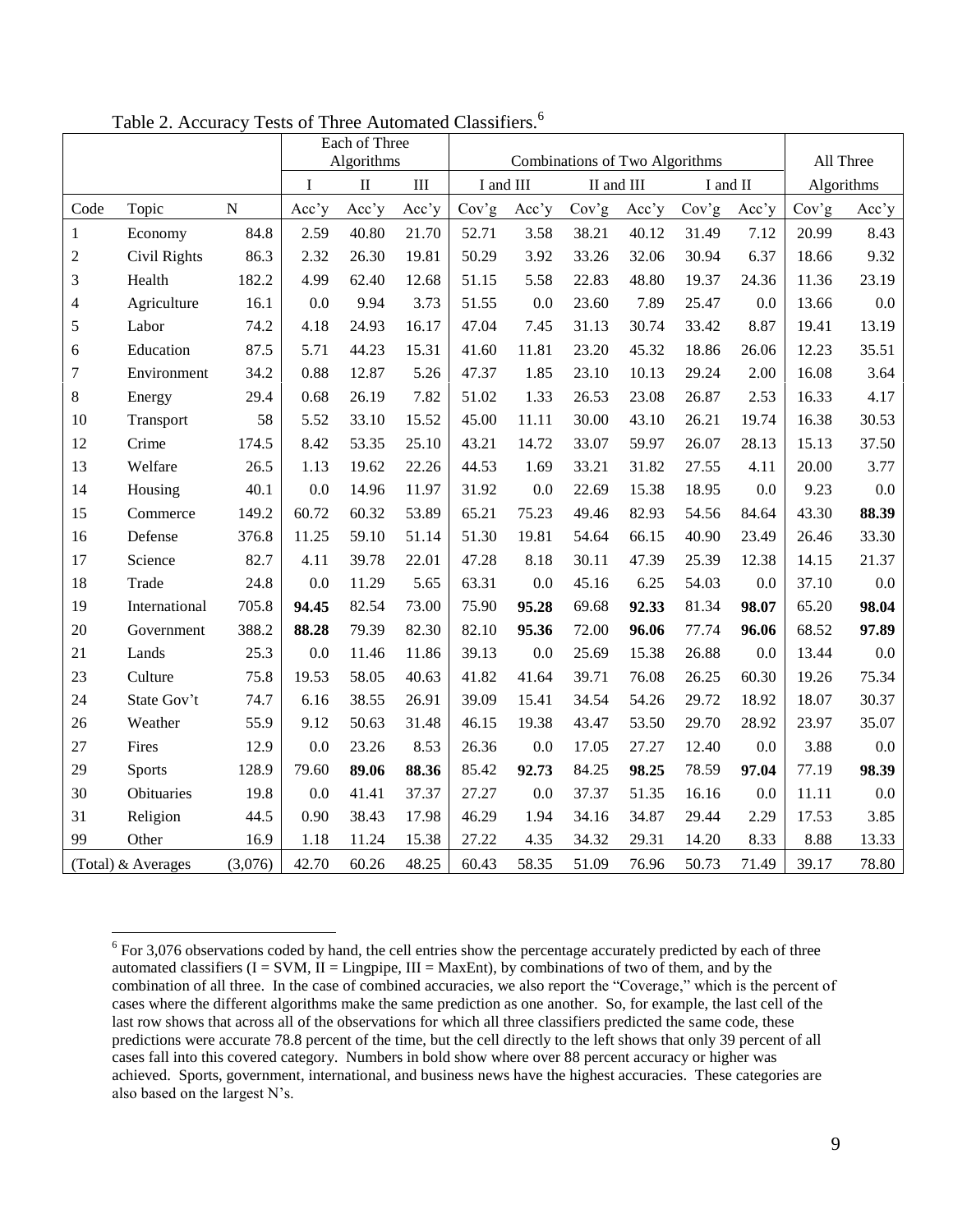Table 2. Accuracy Tests of Three Automated Classifiers.[6]

| | | | Each of Three Algorithms | | | Combinations of Two Algorithms | | | | | | All Three Algorithms | |
|---|---|---|---|---|---|---|---|---|---|---|---|---|---|
| | | | I | II | III | I and III | | II and III | | I and II | | | |
| Code | Topic | N | Acc'y | Acc'y | Acc'y | Cov'g | Acc'y | Cov'g | Acc'y | Cov'g | Acc'y | Cov'g | Acc'y |
| 1 | Economy | 84.8 | 2.59 | 40.80 | 21.70 | 52.71 | 3.58 | 38.21 | 40.12 | 31.49 | 7.12 | 20.99 | 8.43 |
| 2 | Civil Rights | 86.3 | 2.32 | 26.30 | 19.81 | 50.29 | 3.92 | 33.26 | 32.06 | 30.94 | 6.37 | 18.66 | 9.32 |
| 3 | Health | 182.2 | 4.99 | 62.40 | 12.68 | 51.15 | 5.58 | 22.83 | 48.80 | 19.37 | 24.36 | 11.36 | 23.19 |
| 4 | Agriculture | 16.1 | 0.0 | 9.94 | 3.73 | 51.55 | 0.0 | 23.60 | 7.89 | 25.47 | 0.0 | 13.66 | 0.0 |
| 5 | Labor | 74.2 | 4.18 | 24.93 | 16.17 | 47.04 | 7.45 | 31.13 | 30.74 | 33.42 | 8.87 | 19.41 | 13.19 |
| 6 | Education | 87.5 | 5.71 | 44.23 | 15.31 | 41.60 | 11.81 | 23.20 | 45.32 | 18.86 | 26.06 | 12.23 | 35.51 |
| 7 | Environment | 34.2 | 0.88 | 12.87 | 5.26 | 47.37 | 1.85 | 23.10 | 10.13 | 29.24 | 2.00 | 16.08 | 3.64 |
| 8 | Energy | 29.4 | 0.68 | 26.19 | 7.82 | 51.02 | 1.33 | 26.53 | 23.08 | 26.87 | 2.53 | 16.33 | 4.17 |
| 10 | Transport | 58 | 5.52 | 33.10 | 15.52 | 45.00 | 11.11 | 30.00 | 43.10 | 26.21 | 19.74 | 16.38 | 30.53 |
| 12 | Crime | 174.5 | 8.42 | 53.35 | 25.10 | 43.21 | 14.72 | 33.07 | 59.97 | 26.07 | 28.13 | 15.13 | 37.50 |
| 13 | Welfare | 26.5 | 1.13 | 19.62 | 22.26 | 44.53 | 1.69 | 33.21 | 31.82 | 27.55 | 4.11 | 20.00 | 3.77 |
| 14 | Housing | 40.1 | 0.0 | 14.96 | 11.97 | 31.92 | 0.0 | 22.69 | 15.38 | 18.95 | 0.0 | 9.23 | 0.0 |
| 15 | Commerce | 149.2 | 60.72 | 60.32 | 53.89 | 65.21 | 75.23 | 49.46 | 82.93 | 54.56 | 84.64 | 43.30 | **88.39** |
| 16 | Defense | 376.8 | 11.25 | 59.10 | 51.14 | 51.30 | 19.81 | 54.64 | 66.15 | 40.90 | 23.49 | 26.46 | 33.30 |
| 17 | Science | 82.7 | 4.11 | 39.78 | 22.01 | 47.28 | 8.18 | 30.11 | 47.39 | 25.39 | 12.38 | 14.15 | 21.37 |
| 18 | Trade | 24.8 | 0.0 | 11.29 | 5.65 | 63.31 | 0.0 | 45.16 | 6.25 | 54.03 | 0.0 | 37.10 | 0.0 |
| 19 | International | 705.8 | **94.45** | 82.54 | 73.00 | 75.90 | **95.28** | 69.68 | **92.33** | 81.34 | **98.07** | 65.20 | **98.04** |
| 20 | Government | 388.2 | **88.28** | 79.39 | 82.30 | 82.10 | **95.36** | 72.00 | **96.06** | 77.74 | **96.06** | 68.52 | **97.89** |
| 21 | Lands | 25.3 | 0.0 | 11.46 | 11.86 | 39.13 | 0.0 | 25.69 | 15.38 | 26.88 | 0.0 | 13.44 | 0.0 |
| 23 | Culture | 75.8 | 19.53 | 58.05 | 40.63 | 41.82 | 41.64 | 39.71 | 76.08 | 26.25 | 60.30 | 19.26 | 75.34 |
| 24 | State Gov't | 74.7 | 6.16 | 38.55 | 26.91 | 39.09 | 15.41 | 34.54 | 54.26 | 29.72 | 18.92 | 18.07 | 30.37 |
| 26 | Weather | 55.9 | 9.12 | 50.63 | 31.48 | 46.15 | 19.38 | 43.47 | 53.50 | 29.70 | 28.92 | 23.97 | 35.07 |
| 27 | Fires | 12.9 | 0.0 | 23.26 | 8.53 | 26.36 | 0.0 | 17.05 | 27.27 | 12.40 | 0.0 | 3.88 | 0.0 |
| 29 | Sports | 128.9 | 79.60 | **89.06** | **88.36** | 85.42 | **92.73** | 84.25 | **98.25** | 78.59 | **97.04** | 77.19 | **98.39** |
| 30 | Obituaries | 19.8 | 0.0 | 41.41 | 37.37 | 27.27 | 0.0 | 37.37 | 51.35 | 16.16 | 0.0 | 11.11 | 0.0 |
| 31 | Religion | 44.5 | 0.90 | 38.43 | 17.98 | 46.29 | 1.94 | 34.16 | 34.87 | 29.44 | 2.29 | 17.53 | 3.85 |
| 99 | Other | 16.9 | 1.18 | 11.24 | 15.38 | 27.22 | 4.35 | 34.32 | 29.31 | 14.20 | 8.33 | 8.88 | 13.33 |
| (Total) & Averages | | (3,076) | 42.70 | 60.26 | 48.25 | 60.43 | 58.35 | 51.09 | 76.96 | 50.73 | 71.49 | 39.17 | 78.80 |

[6] For 3,076 observations coded by hand, the cell entries show the percentage accurately predicted by each of three automated classifiers (I = SVM, II = Lingpipe, III = MaxEnt), by combinations of two of them, and by the combination of all three. In the case of combined accuracies, we also report the "Coverage," which is the percent of cases where the different algorithms make the same prediction as one another. So, for example, the last cell of the last row shows that across all of the observations for which all three classifiers predicted the same code, these predictions were accurate 78.8 percent of the time, but the cell directly to the left shows that only 39 percent of all cases fall into this covered category. Numbers in bold show where over 88 percent accuracy or higher was achieved. Sports, government, international, and business news have the highest accuracies. These categories are also based on the largest N's.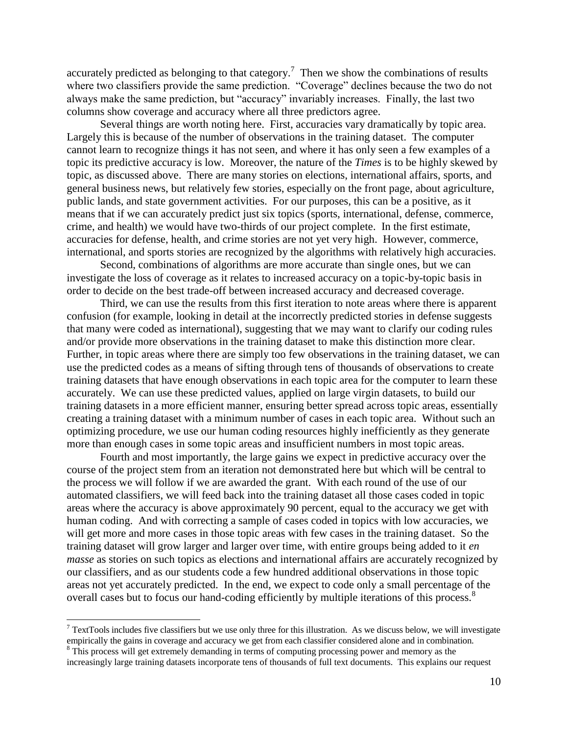accurately predicted as belonging to that category.[7] Then we show the combinations of results where two classifiers provide the same prediction. "Coverage" declines because the two do not always make the same prediction, but "accuracy" invariably increases. Finally, the last two columns show coverage and accuracy where all three predictors agree.

Several things are worth noting here. First, accuracies vary dramatically by topic area. Largely this is because of the number of observations in the training dataset. The computer cannot learn to recognize things it has not seen, and where it has only seen a few examples of a topic its predictive accuracy is low. Moreover, the nature of the *Times* is to be highly skewed by topic, as discussed above. There are many stories on elections, international affairs, sports, and general business news, but relatively few stories, especially on the front page, about agriculture, public lands, and state government activities. For our purposes, this can be a positive, as it means that if we can accurately predict just six topics (sports, international, defense, commerce, crime, and health) we would have two-thirds of our project complete. In the first estimate, accuracies for defense, health, and crime stories are not yet very high. However, commerce, international, and sports stories are recognized by the algorithms with relatively high accuracies.

Second, combinations of algorithms are more accurate than single ones, but we can investigate the loss of coverage as it relates to increased accuracy on a topic-by-topic basis in order to decide on the best trade-off between increased accuracy and decreased coverage.

Third, we can use the results from this first iteration to note areas where there is apparent confusion (for example, looking in detail at the incorrectly predicted stories in defense suggests that many were coded as international), suggesting that we may want to clarify our coding rules and/or provide more observations in the training dataset to make this distinction more clear. Further, in topic areas where there are simply too few observations in the training dataset, we can use the predicted codes as a means of sifting through tens of thousands of observations to create training datasets that have enough observations in each topic area for the computer to learn these accurately. We can use these predicted values, applied on large virgin datasets, to build our training datasets in a more efficient manner, ensuring better spread across topic areas, essentially creating a training dataset with a minimum number of cases in each topic area. Without such an optimizing procedure, we use our human coding resources highly inefficiently as they generate more than enough cases in some topic areas and insufficient numbers in most topic areas.

Fourth and most importantly, the large gains we expect in predictive accuracy over the course of the project stem from an iteration not demonstrated here but which will be central to the process we will follow if we are awarded the grant. With each round of the use of our automated classifiers, we will feed back into the training dataset all those cases coded in topic areas where the accuracy is above approximately 90 percent, equal to the accuracy we get with human coding. And with correcting a sample of cases coded in topics with low accuracies, we will get more and more cases in those topic areas with few cases in the training dataset. So the training dataset will grow larger and larger over time, with entire groups being added to it *en masse* as stories on such topics as elections and international affairs are accurately recognized by our classifiers, and as our students code a few hundred additional observations in those topic areas not yet accurately predicted. In the end, we expect to code only a small percentage of the overall cases but to focus our hand-coding efficiently by multiple iterations of this process.[8]

---

[7] TextTools includes five classifiers but we use only three for this illustration. As we discuss below, we will investigate empirically the gains in coverage and accuracy we get from each classifier considered alone and in combination.

[8] This process will get extremely demanding in terms of computing processing power and memory as the increasingly large training datasets incorporate tens of thousands of full text documents. This explains our request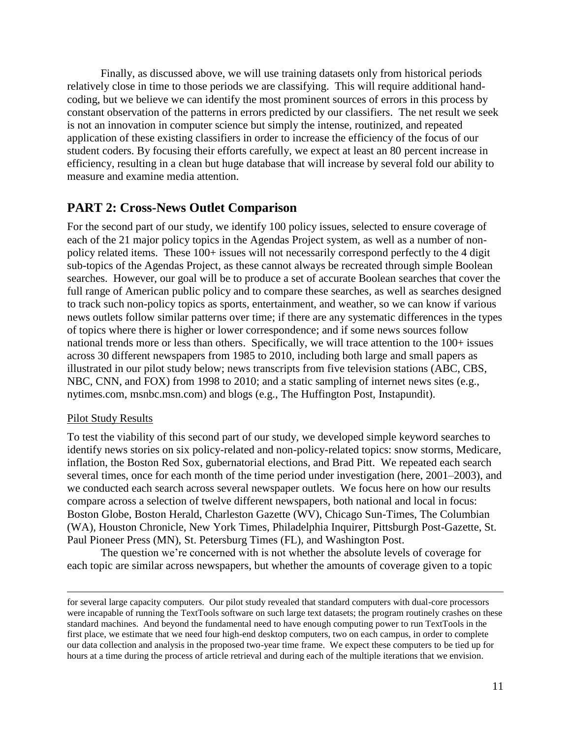Finally, as discussed above, we will use training datasets only from historical periods relatively close in time to those periods we are classifying. This will require additional hand-coding, but we believe we can identify the most prominent sources of errors in this process by constant observation of the patterns in errors predicted by our classifiers. The net result we seek is not an innovation in computer science but simply the intense, routinized, and repeated application of these existing classifiers in order to increase the efficiency of the focus of our student coders. By focusing their efforts carefully, we expect at least an 80 percent increase in efficiency, resulting in a clean but huge database that will increase by several fold our ability to measure and examine media attention.

## PART 2: Cross-News Outlet Comparison

For the second part of our study, we identify 100 policy issues, selected to ensure coverage of each of the 21 major policy topics in the Agendas Project system, as well as a number of non-policy related items. These 100+ issues will not necessarily correspond perfectly to the 4 digit sub-topics of the Agendas Project, as these cannot always be recreated through simple Boolean searches. However, our goal will be to produce a set of accurate Boolean searches that cover the full range of American public policy and to compare these searches, as well as searches designed to track such non-policy topics as sports, entertainment, and weather, so we can know if various news outlets follow similar patterns over time; if there are any systematic differences in the types of topics where there is higher or lower correspondence; and if some news sources follow national trends more or less than others. Specifically, we will trace attention to the 100+ issues across 30 different newspapers from 1985 to 2010, including both large and small papers as illustrated in our pilot study below; news transcripts from five television stations (ABC, CBS, NBC, CNN, and FOX) from 1998 to 2010; and a static sampling of internet news sites (e.g., nytimes.com, msnbc.msn.com) and blogs (e.g., The Huffington Post, Instapundit).

### Pilot Study Results

To test the viability of this second part of our study, we developed simple keyword searches to identify news stories on six policy-related and non-policy-related topics: snow storms, Medicare, inflation, the Boston Red Sox, gubernatorial elections, and Brad Pitt. We repeated each search several times, once for each month of the time period under investigation (here, 2001–2003), and we conducted each search across several newspaper outlets. We focus here on how our results compare across a selection of twelve different newspapers, both national and local in focus: Boston Globe, Boston Herald, Charleston Gazette (WV), Chicago Sun-Times, The Columbian (WA), Houston Chronicle, New York Times, Philadelphia Inquirer, Pittsburgh Post-Gazette, St. Paul Pioneer Press (MN), St. Petersburg Times (FL), and Washington Post.

The question we're concerned with is not whether the absolute levels of coverage for each topic are similar across newspapers, but whether the amounts of coverage given to a topic

---

for several large capacity computers. Our pilot study revealed that standard computers with dual-core processors were incapable of running the TextTools software on such large text datasets; the program routinely crashes on these standard machines. And beyond the fundamental need to have enough computing power to run TextTools in the first place, we estimate that we need four high-end desktop computers, two on each campus, in order to complete our data collection and analysis in the proposed two-year time frame. We expect these computers to be tied up for hours at a time during the process of article retrieval and during each of the multiple iterations that we envision.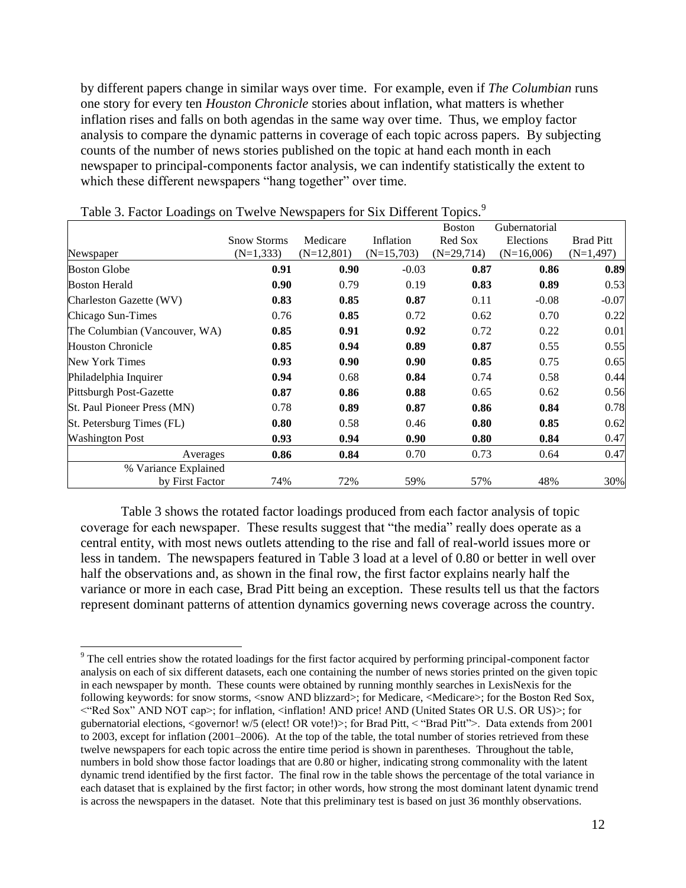by different papers change in similar ways over time. For example, even if *The Columbian* runs one story for every ten *Houston Chronicle* stories about inflation, what matters is whether inflation rises and falls on both agendas in the same way over time. Thus, we employ factor analysis to compare the dynamic patterns in coverage of each topic across papers. By subjecting counts of the number of news stories published on the topic at hand each month in each newspaper to principal-components factor analysis, we can indentify statistically the extent to which these different newspapers "hang together" over time.

Table 3. Factor Loadings on Twelve Newspapers for Six Different Topics.[9]

| Newspaper | Snow Storms (N=1,333) | Medicare (N=12,801) | Inflation (N=15,703) | Boston Red Sox (N=29,714) | Gubernatorial Elections (N=16,006) | Brad Pitt (N=1,497) |
|---|---|---|---|---|---|---|
| Boston Globe | **0.91** | **0.90** | -0.03 | **0.87** | **0.86** | **0.89** |
| Boston Herald | **0.90** | 0.79 | 0.19 | **0.83** | **0.89** | 0.53 |
| Charleston Gazette (WV) | **0.83** | **0.85** | **0.87** | 0.11 | -0.08 | -0.07 |
| Chicago Sun-Times | 0.76 | **0.85** | 0.72 | 0.62 | 0.70 | 0.22 |
| The Columbian (Vancouver, WA) | **0.85** | **0.91** | **0.92** | 0.72 | 0.22 | 0.01 |
| Houston Chronicle | **0.85** | **0.94** | **0.89** | **0.87** | 0.55 | 0.55 |
| New York Times | **0.93** | **0.90** | **0.90** | **0.85** | 0.75 | 0.65 |
| Philadelphia Inquirer | **0.94** | 0.68 | **0.84** | 0.74 | 0.58 | 0.44 |
| Pittsburgh Post-Gazette | **0.87** | **0.86** | **0.88** | 0.65 | 0.62 | 0.56 |
| St. Paul Pioneer Press (MN) | 0.78 | **0.89** | **0.87** | **0.86** | **0.84** | 0.78 |
| St. Petersburg Times (FL) | **0.80** | 0.58 | 0.46 | **0.80** | **0.85** | 0.62 |
| Washington Post | **0.93** | **0.94** | **0.90** | **0.80** | **0.84** | 0.47 |
| Averages | **0.86** | **0.84** | 0.70 | 0.73 | 0.64 | 0.47 |
| % Variance Explained by First Factor | 74% | 72% | 59% | 57% | 48% | 30% |

Table 3 shows the rotated factor loadings produced from each factor analysis of topic coverage for each newspaper. These results suggest that "the media" really does operate as a central entity, with most news outlets attending to the rise and fall of real-world issues more or less in tandem. The newspapers featured in Table 3 load at a level of 0.80 or better in well over half the observations and, as shown in the final row, the first factor explains nearly half the variance or more in each case, Brad Pitt being an exception. These results tell us that the factors represent dominant patterns of attention dynamics governing news coverage across the country.

[9] The cell entries show the rotated loadings for the first factor acquired by performing principal-component factor analysis on each of six different datasets, each one containing the number of news stories printed on the given topic in each newspaper by month. These counts were obtained by running monthly searches in LexisNexis for the following keywords: for snow storms, <snow AND blizzard>; for Medicare, <Medicare>; for the Boston Red Sox, <"Red Sox" AND NOT cap>; for inflation, <inflation! AND price! AND (United States OR U.S. OR US)>; for gubernatorial elections, <governor! w/5 (elect! OR vote!)>; for Brad Pitt, < "Brad Pitt">. Data extends from 2001 to 2003, except for inflation (2001–2006). At the top of the table, the total number of stories retrieved from these twelve newspapers for each topic across the entire time period is shown in parentheses. Throughout the table, numbers in bold show those factor loadings that are 0.80 or higher, indicating strong commonality with the latent dynamic trend identified by the first factor. The final row in the table shows the percentage of the total variance in each dataset that is explained by the first factor; in other words, how strong the most dominant latent dynamic trend is across the newspapers in the dataset. Note that this preliminary test is based on just 36 monthly observations.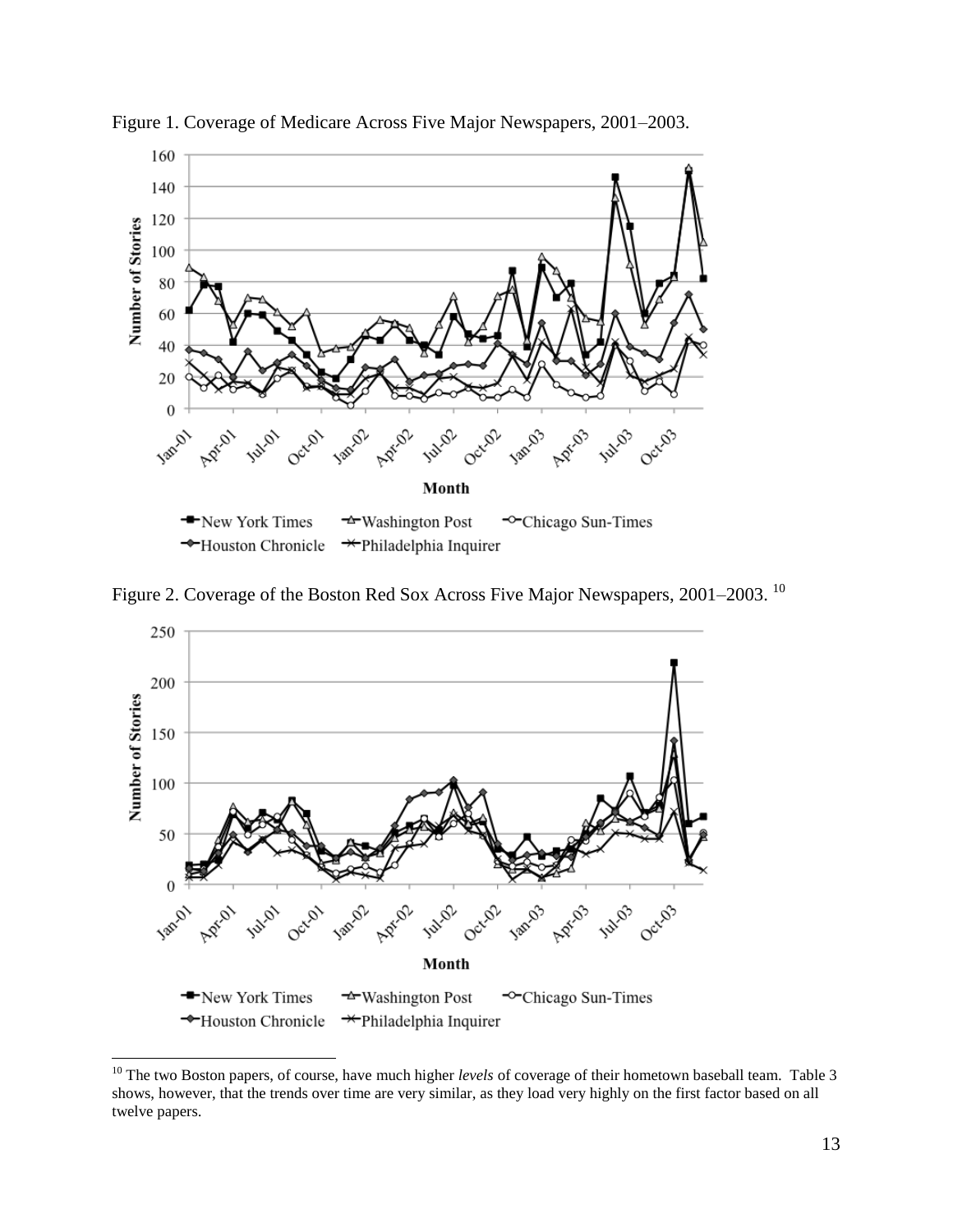Figure 1. Coverage of Medicare Across Five Major Newspapers, 2001–2003.

Figure 2. Coverage of the Boston Red Sox Across Five Major Newspapers, 2001–2003. [10]

[10] The two Boston papers, of course, have much higher *levels* of coverage of their hometown baseball team. Table 3 shows, however, that the trends over time are very similar, as they load very highly on the first factor based on all twelve papers.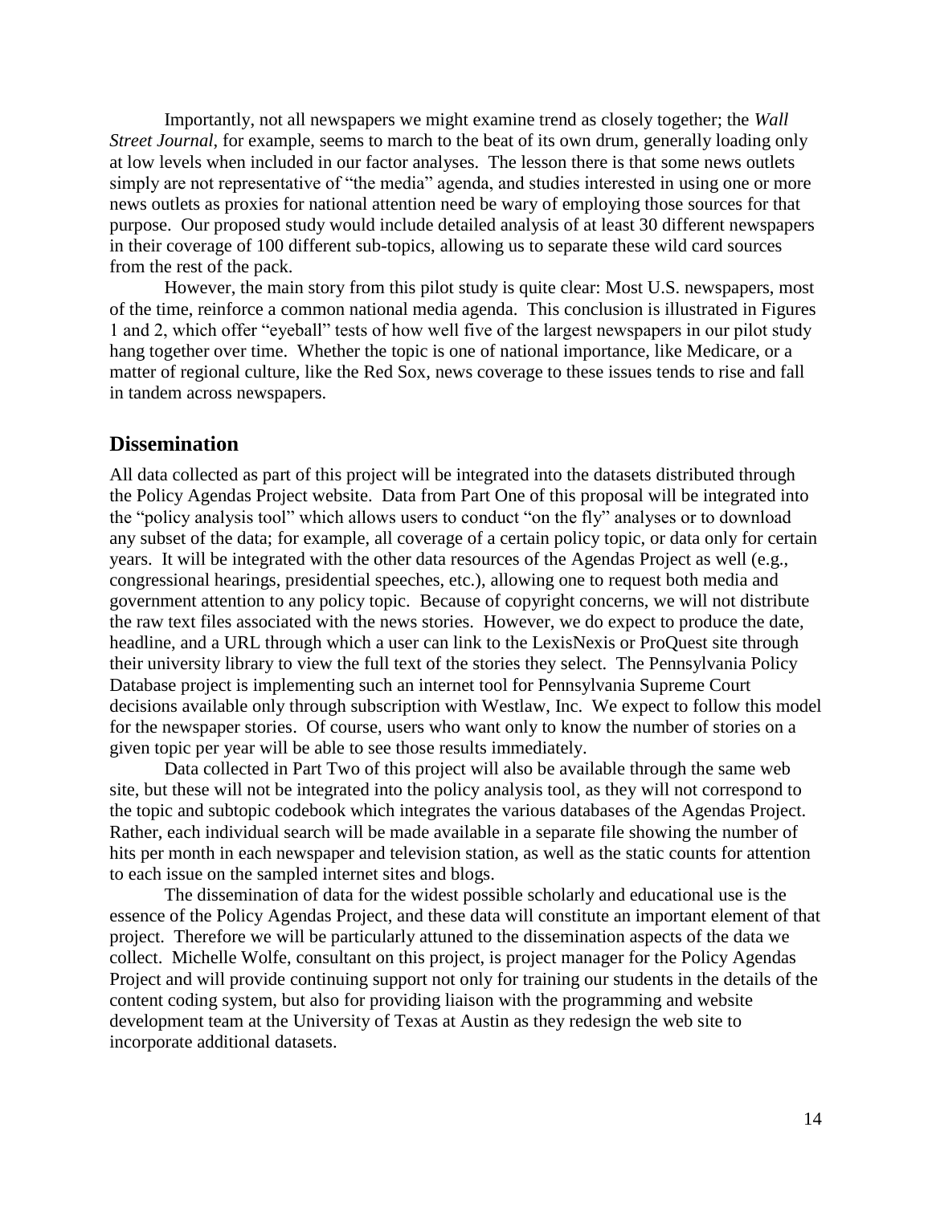Importantly, not all newspapers we might examine trend as closely together; the *Wall Street Journal*, for example, seems to march to the beat of its own drum, generally loading only at low levels when included in our factor analyses. The lesson there is that some news outlets simply are not representative of "the media" agenda, and studies interested in using one or more news outlets as proxies for national attention need be wary of employing those sources for that purpose. Our proposed study would include detailed analysis of at least 30 different newspapers in their coverage of 100 different sub-topics, allowing us to separate these wild card sources from the rest of the pack.

However, the main story from this pilot study is quite clear: Most U.S. newspapers, most of the time, reinforce a common national media agenda. This conclusion is illustrated in Figures 1 and 2, which offer "eyeball" tests of how well five of the largest newspapers in our pilot study hang together over time. Whether the topic is one of national importance, like Medicare, or a matter of regional culture, like the Red Sox, news coverage to these issues tends to rise and fall in tandem across newspapers.

## Dissemination

All data collected as part of this project will be integrated into the datasets distributed through the Policy Agendas Project website. Data from Part One of this proposal will be integrated into the "policy analysis tool" which allows users to conduct "on the fly" analyses or to download any subset of the data; for example, all coverage of a certain policy topic, or data only for certain years. It will be integrated with the other data resources of the Agendas Project as well (e.g., congressional hearings, presidential speeches, etc.), allowing one to request both media and government attention to any policy topic. Because of copyright concerns, we will not distribute the raw text files associated with the news stories. However, we do expect to produce the date, headline, and a URL through which a user can link to the LexisNexis or ProQuest site through their university library to view the full text of the stories they select. The Pennsylvania Policy Database project is implementing such an internet tool for Pennsylvania Supreme Court decisions available only through subscription with Westlaw, Inc. We expect to follow this model for the newspaper stories. Of course, users who want only to know the number of stories on a given topic per year will be able to see those results immediately.

Data collected in Part Two of this project will also be available through the same web site, but these will not be integrated into the policy analysis tool, as they will not correspond to the topic and subtopic codebook which integrates the various databases of the Agendas Project. Rather, each individual search will be made available in a separate file showing the number of hits per month in each newspaper and television station, as well as the static counts for attention to each issue on the sampled internet sites and blogs.

The dissemination of data for the widest possible scholarly and educational use is the essence of the Policy Agendas Project, and these data will constitute an important element of that project. Therefore we will be particularly attuned to the dissemination aspects of the data we collect. Michelle Wolfe, consultant on this project, is project manager for the Policy Agendas Project and will provide continuing support not only for training our students in the details of the content coding system, but also for providing liaison with the programming and website development team at the University of Texas at Austin as they redesign the web site to incorporate additional datasets.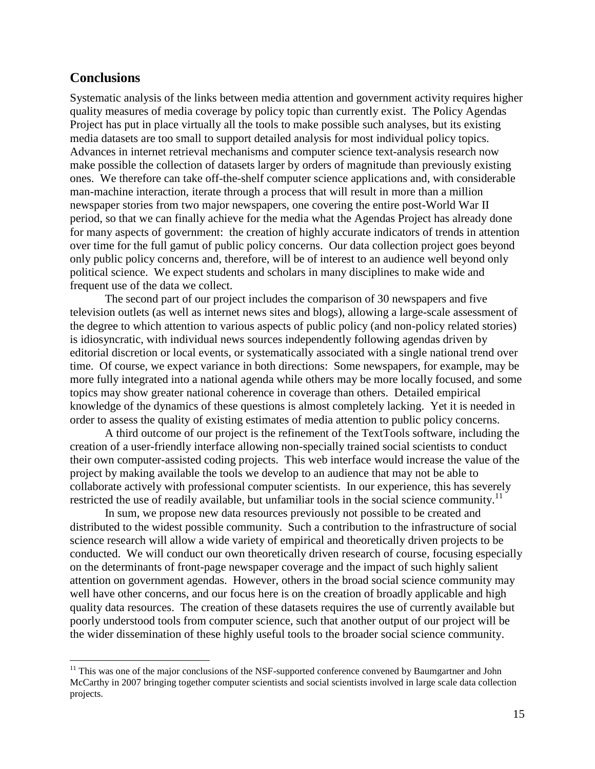## Conclusions

Systematic analysis of the links between media attention and government activity requires higher quality measures of media coverage by policy topic than currently exist. The Policy Agendas Project has put in place virtually all the tools to make possible such analyses, but its existing media datasets are too small to support detailed analysis for most individual policy topics. Advances in internet retrieval mechanisms and computer science text-analysis research now make possible the collection of datasets larger by orders of magnitude than previously existing ones. We therefore can take off-the-shelf computer science applications and, with considerable man-machine interaction, iterate through a process that will result in more than a million newspaper stories from two major newspapers, one covering the entire post-World War II period, so that we can finally achieve for the media what the Agendas Project has already done for many aspects of government: the creation of highly accurate indicators of trends in attention over time for the full gamut of public policy concerns. Our data collection project goes beyond only public policy concerns and, therefore, will be of interest to an audience well beyond only political science. We expect students and scholars in many disciplines to make wide and frequent use of the data we collect.

The second part of our project includes the comparison of 30 newspapers and five television outlets (as well as internet news sites and blogs), allowing a large-scale assessment of the degree to which attention to various aspects of public policy (and non-policy related stories) is idiosyncratic, with individual news sources independently following agendas driven by editorial discretion or local events, or systematically associated with a single national trend over time. Of course, we expect variance in both directions: Some newspapers, for example, may be more fully integrated into a national agenda while others may be more locally focused, and some topics may show greater national coherence in coverage than others. Detailed empirical knowledge of the dynamics of these questions is almost completely lacking. Yet it is needed in order to assess the quality of existing estimates of media attention to public policy concerns.

A third outcome of our project is the refinement of the TextTools software, including the creation of a user-friendly interface allowing non-specially trained social scientists to conduct their own computer-assisted coding projects. This web interface would increase the value of the project by making available the tools we develop to an audience that may not be able to collaborate actively with professional computer scientists. In our experience, this has severely restricted the use of readily available, but unfamiliar tools in the social science community.[11]

In sum, we propose new data resources previously not possible to be created and distributed to the widest possible community. Such a contribution to the infrastructure of social science research will allow a wide variety of empirical and theoretically driven projects to be conducted. We will conduct our own theoretically driven research of course, focusing especially on the determinants of front-page newspaper coverage and the impact of such highly salient attention on government agendas. However, others in the broad social science community may well have other concerns, and our focus here is on the creation of broadly applicable and high quality data resources. The creation of these datasets requires the use of currently available but poorly understood tools from computer science, such that another output of our project will be the wider dissemination of these highly useful tools to the broader social science community.

[11] This was one of the major conclusions of the NSF-supported conference convened by Baumgartner and John McCarthy in 2007 bringing together computer scientists and social scientists involved in large scale data collection projects.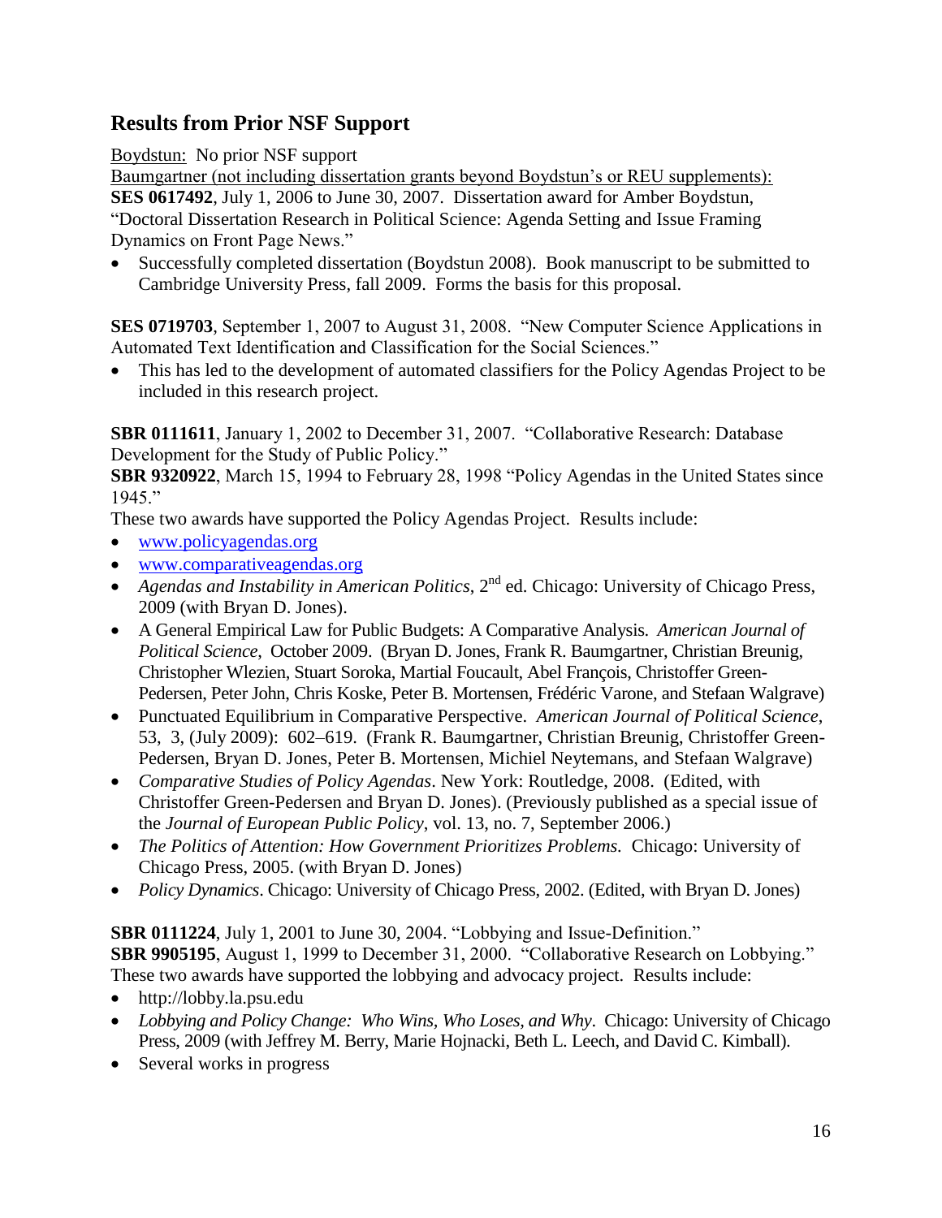## Results from Prior NSF Support

Boydstun: No prior NSF support

Baumgartner (not including dissertation grants beyond Boydstun's or REU supplements):

**SES 0617492**, July 1, 2006 to June 30, 2007. Dissertation award for Amber Boydstun, "Doctoral Dissertation Research in Political Science: Agenda Setting and Issue Framing Dynamics on Front Page News."

- Successfully completed dissertation (Boydstun 2008). Book manuscript to be submitted to Cambridge University Press, fall 2009. Forms the basis for this proposal.

**SES 0719703**, September 1, 2007 to August 31, 2008. "New Computer Science Applications in Automated Text Identification and Classification for the Social Sciences."

- This has led to the development of automated classifiers for the Policy Agendas Project to be included in this research project.

**SBR 0111611**, January 1, 2002 to December 31, 2007. "Collaborative Research: Database Development for the Study of Public Policy."

**SBR 9320922**, March 15, 1994 to February 28, 1998 "Policy Agendas in the United States since 1945."

These two awards have supported the Policy Agendas Project. Results include:

- www.policyagendas.org
- www.comparativeagendas.org
- *Agendas and Instability in American Politics*, 2nd ed. Chicago: University of Chicago Press, 2009 (with Bryan D. Jones).
- A General Empirical Law for Public Budgets: A Comparative Analysis. *American Journal of Political Science*, October 2009. (Bryan D. Jones, Frank R. Baumgartner, Christian Breunig, Christopher Wlezien, Stuart Soroka, Martial Foucault, Abel François, Christoffer Green-Pedersen, Peter John, Chris Koske, Peter B. Mortensen, Frédéric Varone, and Stefaan Walgrave)
- Punctuated Equilibrium in Comparative Perspective. *American Journal of Political Science*, 53, 3, (July 2009): 602–619. (Frank R. Baumgartner, Christian Breunig, Christoffer Green-Pedersen, Bryan D. Jones, Peter B. Mortensen, Michiel Neytemans, and Stefaan Walgrave)
- *Comparative Studies of Policy Agendas*. New York: Routledge, 2008. (Edited, with Christoffer Green-Pedersen and Bryan D. Jones). (Previously published as a special issue of the *Journal of European Public Policy*, vol. 13, no. 7, September 2006.)
- *The Politics of Attention: How Government Prioritizes Problems.* Chicago: University of Chicago Press, 2005. (with Bryan D. Jones)
- *Policy Dynamics*. Chicago: University of Chicago Press, 2002. (Edited, with Bryan D. Jones)

**SBR 0111224**, July 1, 2001 to June 30, 2004. "Lobbying and Issue-Definition."

**SBR 9905195**, August 1, 1999 to December 31, 2000. "Collaborative Research on Lobbying."

These two awards have supported the lobbying and advocacy project. Results include:

- http://lobby.la.psu.edu
- *Lobbying and Policy Change: Who Wins, Who Loses, and Why*. Chicago: University of Chicago Press, 2009 (with Jeffrey M. Berry, Marie Hojnacki, Beth L. Leech, and David C. Kimball).
- Several works in progress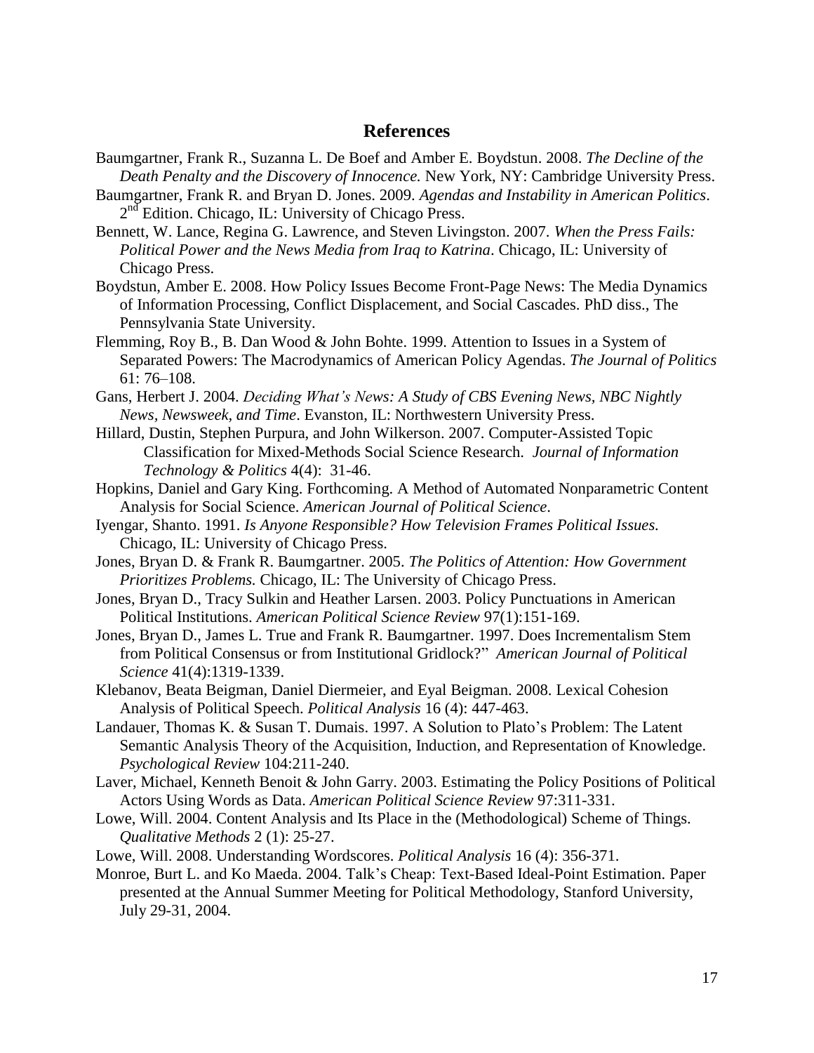## References

Baumgartner, Frank R., Suzanna L. De Boef and Amber E. Boydstun. 2008. *The Decline of the Death Penalty and the Discovery of Innocence.* New York, NY: Cambridge University Press.

Baumgartner, Frank R. and Bryan D. Jones. 2009. *Agendas and Instability in American Politics*. 2nd Edition. Chicago, IL: University of Chicago Press.

Bennett, W. Lance, Regina G. Lawrence, and Steven Livingston. 2007. *When the Press Fails: Political Power and the News Media from Iraq to Katrina*. Chicago, IL: University of Chicago Press.

Boydstun, Amber E. 2008. How Policy Issues Become Front-Page News: The Media Dynamics of Information Processing, Conflict Displacement, and Social Cascades. PhD diss., The Pennsylvania State University.

Flemming, Roy B., B. Dan Wood & John Bohte. 1999. Attention to Issues in a System of Separated Powers: The Macrodynamics of American Policy Agendas. *The Journal of Politics* 61: 76–108.

Gans, Herbert J. 2004. *Deciding What's News: A Study of CBS Evening News, NBC Nightly News, Newsweek, and Time*. Evanston, IL: Northwestern University Press.

Hillard, Dustin, Stephen Purpura, and John Wilkerson. 2007. Computer-Assisted Topic Classification for Mixed-Methods Social Science Research. *Journal of Information Technology & Politics* 4(4): 31-46.

Hopkins, Daniel and Gary King. Forthcoming. A Method of Automated Nonparametric Content Analysis for Social Science. *American Journal of Political Science*.

Iyengar, Shanto. 1991. *Is Anyone Responsible? How Television Frames Political Issues.* Chicago, IL: University of Chicago Press.

Jones, Bryan D. & Frank R. Baumgartner. 2005. *The Politics of Attention: How Government Prioritizes Problems.* Chicago, IL: The University of Chicago Press.

Jones, Bryan D., Tracy Sulkin and Heather Larsen. 2003. Policy Punctuations in American Political Institutions. *American Political Science Review* 97(1):151-169.

Jones, Bryan D., James L. True and Frank R. Baumgartner. 1997. Does Incrementalism Stem from Political Consensus or from Institutional Gridlock?" *American Journal of Political Science* 41(4):1319-1339.

Klebanov, Beata Beigman, Daniel Diermeier, and Eyal Beigman. 2008. Lexical Cohesion Analysis of Political Speech. *Political Analysis* 16 (4): 447-463.

Landauer, Thomas K. & Susan T. Dumais. 1997. A Solution to Plato's Problem: The Latent Semantic Analysis Theory of the Acquisition, Induction, and Representation of Knowledge. *Psychological Review* 104:211-240.

Laver, Michael, Kenneth Benoit & John Garry. 2003. Estimating the Policy Positions of Political Actors Using Words as Data. *American Political Science Review* 97:311-331.

Lowe, Will. 2004. Content Analysis and Its Place in the (Methodological) Scheme of Things. *Qualitative Methods* 2 (1): 25-27.

Lowe, Will. 2008. Understanding Wordscores. *Political Analysis* 16 (4): 356-371.

Monroe, Burt L. and Ko Maeda. 2004. Talk's Cheap: Text-Based Ideal-Point Estimation. Paper presented at the Annual Summer Meeting for Political Methodology, Stanford University, July 29-31, 2004.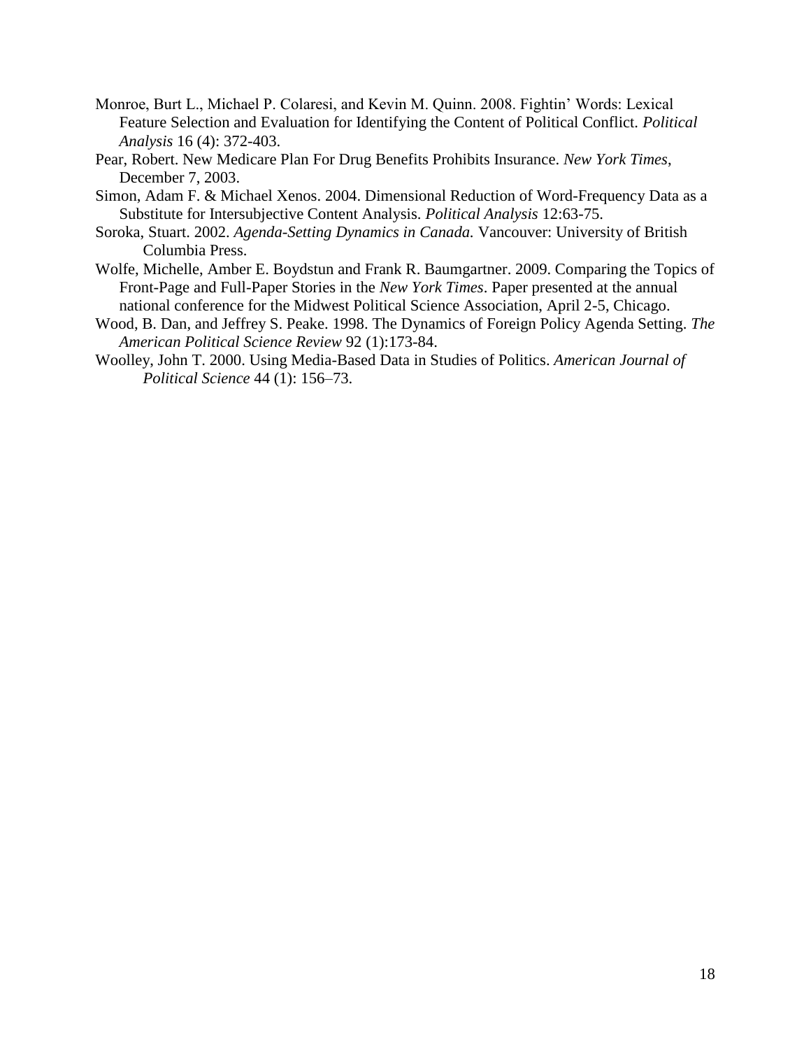Monroe, Burt L., Michael P. Colaresi, and Kevin M. Quinn. 2008. Fightin' Words: Lexical Feature Selection and Evaluation for Identifying the Content of Political Conflict. *Political Analysis* 16 (4): 372-403.

Pear, Robert. New Medicare Plan For Drug Benefits Prohibits Insurance. *New York Times*, December 7, 2003.

Simon, Adam F. & Michael Xenos. 2004. Dimensional Reduction of Word-Frequency Data as a Substitute for Intersubjective Content Analysis. *Political Analysis* 12:63-75.

Soroka, Stuart. 2002. *Agenda-Setting Dynamics in Canada.* Vancouver: University of British Columbia Press.

Wolfe, Michelle, Amber E. Boydstun and Frank R. Baumgartner. 2009. Comparing the Topics of Front-Page and Full-Paper Stories in the *New York Times*. Paper presented at the annual national conference for the Midwest Political Science Association, April 2-5, Chicago.

Wood, B. Dan, and Jeffrey S. Peake. 1998. The Dynamics of Foreign Policy Agenda Setting. *The American Political Science Review* 92 (1):173-84.

Woolley, John T. 2000. Using Media-Based Data in Studies of Politics. *American Journal of Political Science* 44 (1): 156–73.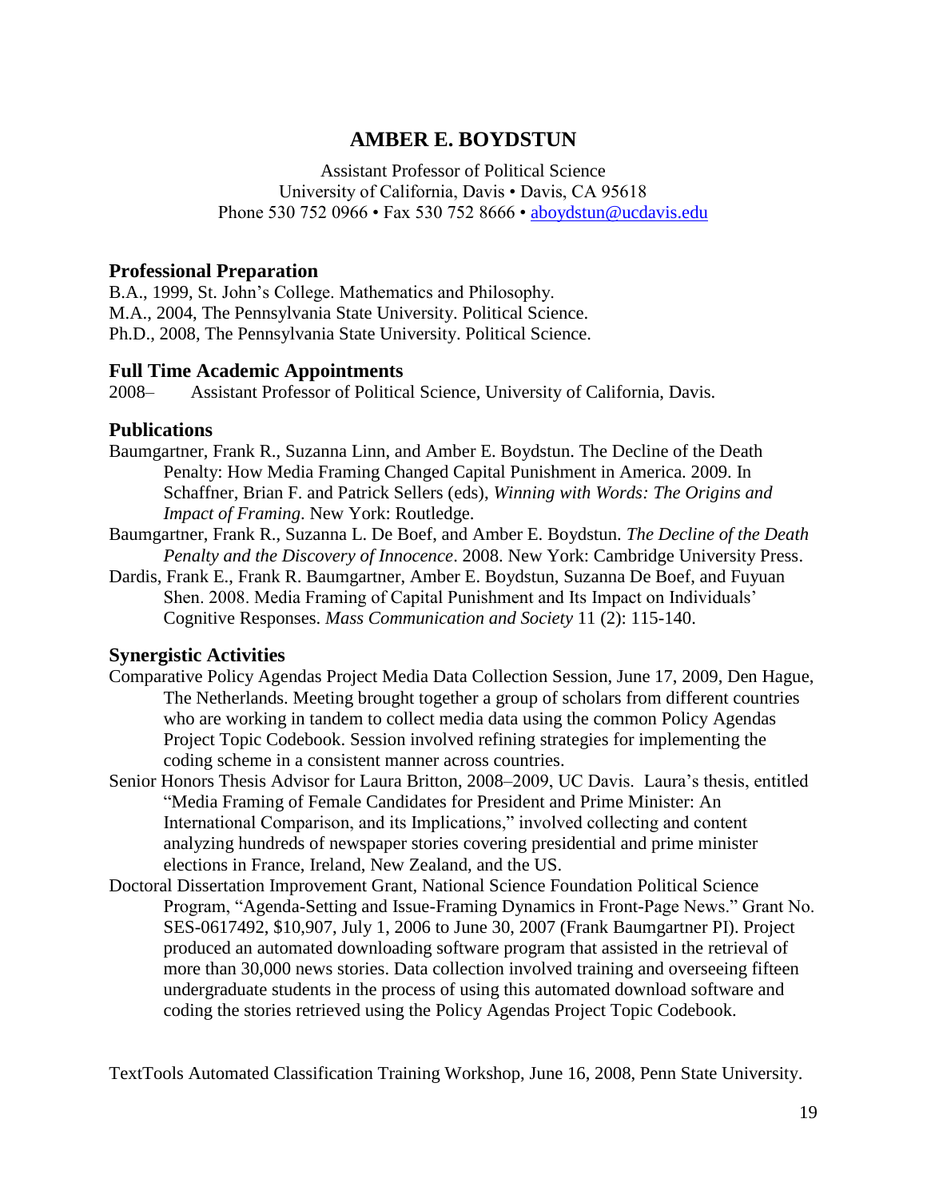# AMBER E. BOYDSTUN

Assistant Professor of Political Science
University of California, Davis • Davis, CA 95618
Phone 530 752 0966 • Fax 530 752 8666 • aboydstun@ucdavis.edu

## Professional Preparation

B.A., 1999, St. John's College. Mathematics and Philosophy.
M.A., 2004, The Pennsylvania State University. Political Science.
Ph.D., 2008, The Pennsylvania State University. Political Science.

## Full Time Academic Appointments

2008– Assistant Professor of Political Science, University of California, Davis.

## Publications

Baumgartner, Frank R., Suzanna Linn, and Amber E. Boydstun. The Decline of the Death Penalty: How Media Framing Changed Capital Punishment in America. 2009. In Schaffner, Brian F. and Patrick Sellers (eds), *Winning with Words: The Origins and Impact of Framing*. New York: Routledge.

Baumgartner, Frank R., Suzanna L. De Boef, and Amber E. Boydstun. *The Decline of the Death Penalty and the Discovery of Innocence*. 2008. New York: Cambridge University Press.

Dardis, Frank E., Frank R. Baumgartner, Amber E. Boydstun, Suzanna De Boef, and Fuyuan Shen. 2008. Media Framing of Capital Punishment and Its Impact on Individuals' Cognitive Responses. *Mass Communication and Society* 11 (2): 115-140.

## Synergistic Activities

Comparative Policy Agendas Project Media Data Collection Session, June 17, 2009, Den Hague, The Netherlands. Meeting brought together a group of scholars from different countries who are working in tandem to collect media data using the common Policy Agendas Project Topic Codebook. Session involved refining strategies for implementing the coding scheme in a consistent manner across countries.

Senior Honors Thesis Advisor for Laura Britton, 2008–2009, UC Davis. Laura's thesis, entitled "Media Framing of Female Candidates for President and Prime Minister: An International Comparison, and its Implications," involved collecting and content analyzing hundreds of newspaper stories covering presidential and prime minister elections in France, Ireland, New Zealand, and the US.

Doctoral Dissertation Improvement Grant, National Science Foundation Political Science Program, "Agenda-Setting and Issue-Framing Dynamics in Front-Page News." Grant No. SES-0617492, $10,907, July 1, 2006 to June 30, 2007 (Frank Baumgartner PI). Project produced an automated downloading software program that assisted in the retrieval of more than 30,000 news stories. Data collection involved training and overseeing fifteen undergraduate students in the process of using this automated download software and coding the stories retrieved using the Policy Agendas Project Topic Codebook.

TextTools Automated Classification Training Workshop, June 16, 2008, Penn State University.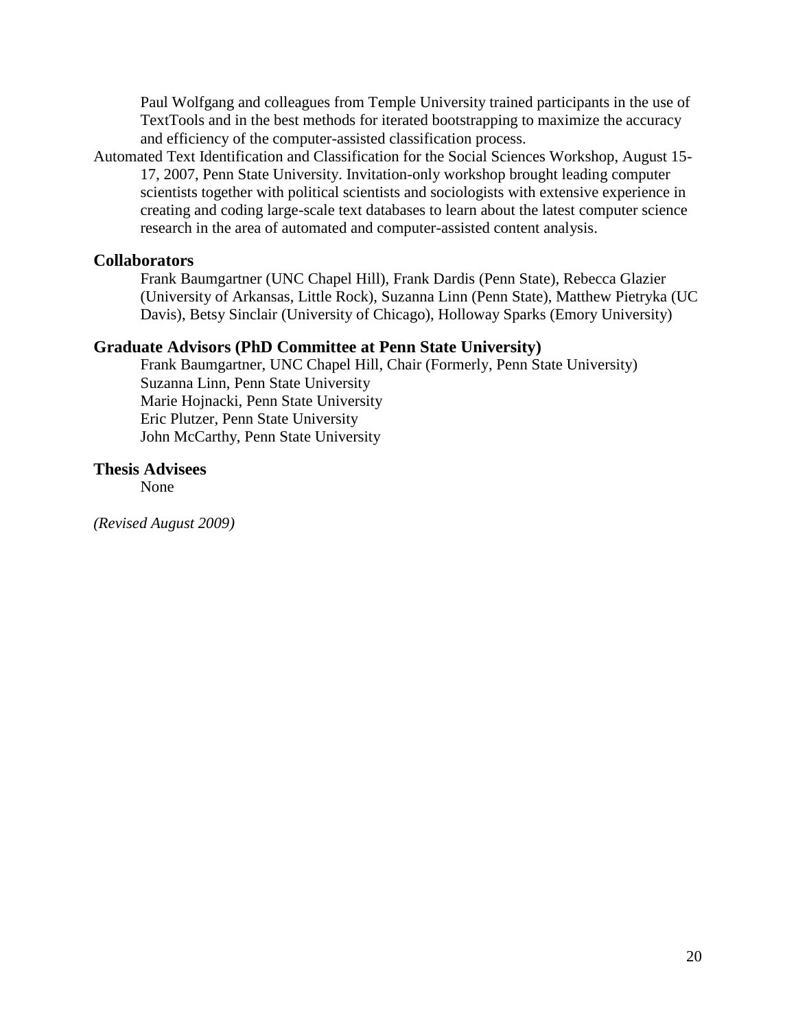Paul Wolfgang and colleagues from Temple University trained participants in the use of TextTools and in the best methods for iterated bootstrapping to maximize the accuracy and efficiency of the computer-assisted classification process.

Automated Text Identification and Classification for the Social Sciences Workshop, August 15-17, 2007, Penn State University. Invitation-only workshop brought leading computer scientists together with political scientists and sociologists with extensive experience in creating and coding large-scale text databases to learn about the latest computer science research in the area of automated and computer-assisted content analysis.

## Collaborators

Frank Baumgartner (UNC Chapel Hill), Frank Dardis (Penn State), Rebecca Glazier (University of Arkansas, Little Rock), Suzanna Linn (Penn State), Matthew Pietryka (UC Davis), Betsy Sinclair (University of Chicago), Holloway Sparks (Emory University)

## Graduate Advisors (PhD Committee at Penn State University)

Frank Baumgartner, UNC Chapel Hill, Chair (Formerly, Penn State University)
Suzanna Linn, Penn State University
Marie Hojnacki, Penn State University
Eric Plutzer, Penn State University
John McCarthy, Penn State University

## Thesis Advisees

None

*(Revised August 2009)*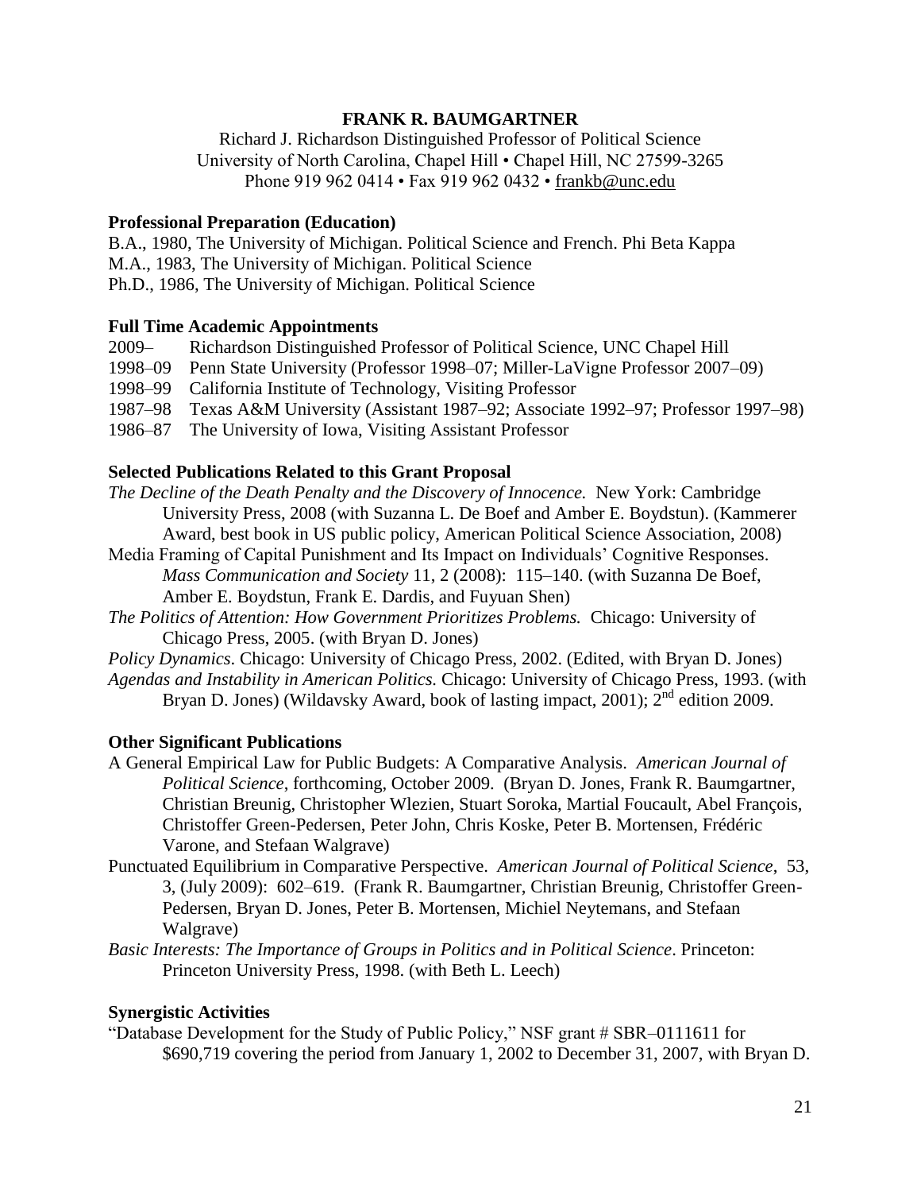**FRANK R. BAUMGARTNER**

Richard J. Richardson Distinguished Professor of Political Science
University of North Carolina, Chapel Hill • Chapel Hill, NC 27599-3265
Phone 919 962 0414 • Fax 919 962 0432 • frankb@unc.edu

**Professional Preparation (Education)**

B.A., 1980, The University of Michigan. Political Science and French. Phi Beta Kappa
M.A., 1983, The University of Michigan. Political Science
Ph.D., 1986, The University of Michigan. Political Science

**Full Time Academic Appointments**

2009– Richardson Distinguished Professor of Political Science, UNC Chapel Hill
1998–09 Penn State University (Professor 1998–07; Miller-LaVigne Professor 2007–09)
1998–99 California Institute of Technology, Visiting Professor
1987–98 Texas A&M University (Assistant 1987–92; Associate 1992–97; Professor 1997–98)
1986–87 The University of Iowa, Visiting Assistant Professor

**Selected Publications Related to this Grant Proposal**

*The Decline of the Death Penalty and the Discovery of Innocence.* New York: Cambridge University Press, 2008 (with Suzanna L. De Boef and Amber E. Boydstun). (Kammerer Award, best book in US public policy, American Political Science Association, 2008)

Media Framing of Capital Punishment and Its Impact on Individuals' Cognitive Responses. *Mass Communication and Society* 11, 2 (2008): 115–140. (with Suzanna De Boef, Amber E. Boydstun, Frank E. Dardis, and Fuyuan Shen)

*The Politics of Attention: How Government Prioritizes Problems.* Chicago: University of Chicago Press, 2005. (with Bryan D. Jones)

*Policy Dynamics*. Chicago: University of Chicago Press, 2002. (Edited, with Bryan D. Jones)

*Agendas and Instability in American Politics.* Chicago: University of Chicago Press, 1993. (with Bryan D. Jones) (Wildavsky Award, book of lasting impact, 2001); 2nd edition 2009.

**Other Significant Publications**

A General Empirical Law for Public Budgets: A Comparative Analysis. *American Journal of Political Science*, forthcoming, October 2009. (Bryan D. Jones, Frank R. Baumgartner, Christian Breunig, Christopher Wlezien, Stuart Soroka, Martial Foucault, Abel François, Christoffer Green-Pedersen, Peter John, Chris Koske, Peter B. Mortensen, Frédéric Varone, and Stefaan Walgrave)

Punctuated Equilibrium in Comparative Perspective. *American Journal of Political Science*, 53, 3, (July 2009): 602–619. (Frank R. Baumgartner, Christian Breunig, Christoffer Green-Pedersen, Bryan D. Jones, Peter B. Mortensen, Michiel Neytemans, and Stefaan Walgrave)

*Basic Interests: The Importance of Groups in Politics and in Political Science*. Princeton: Princeton University Press, 1998. (with Beth L. Leech)

**Synergistic Activities**

"Database Development for the Study of Public Policy," NSF grant # SBR–0111611 for $690,719 covering the period from January 1, 2002 to December 31, 2007, with Bryan D.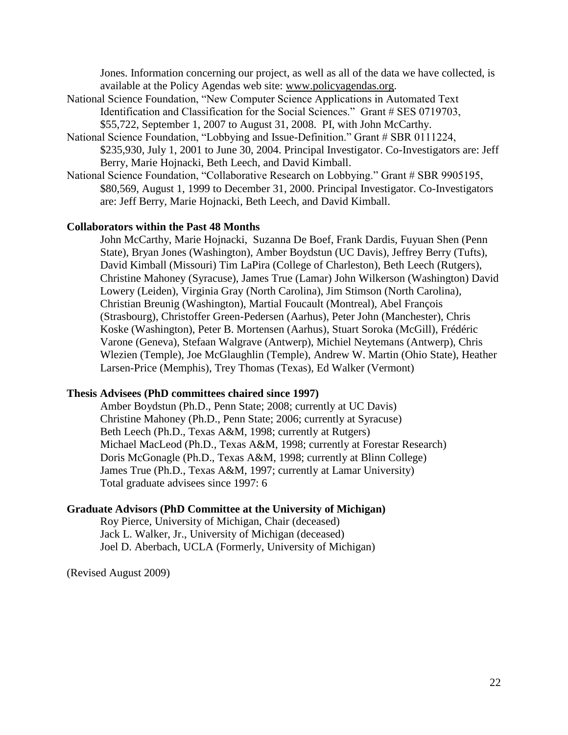Jones. Information concerning our project, as well as all of the data we have collected, is available at the Policy Agendas web site: www.policyagendas.org.

National Science Foundation, "New Computer Science Applications in Automated Text Identification and Classification for the Social Sciences." Grant # SES 0719703, $55,722, September 1, 2007 to August 31, 2008. PI, with John McCarthy.

National Science Foundation, "Lobbying and Issue-Definition." Grant # SBR 0111224, $235,930, July 1, 2001 to June 30, 2004. Principal Investigator. Co-Investigators are: Jeff Berry, Marie Hojnacki, Beth Leech, and David Kimball.

National Science Foundation, "Collaborative Research on Lobbying." Grant # SBR 9905195, $80,569, August 1, 1999 to December 31, 2000. Principal Investigator. Co-Investigators are: Jeff Berry, Marie Hojnacki, Beth Leech, and David Kimball.

**Collaborators within the Past 48 Months**

John McCarthy, Marie Hojnacki, Suzanna De Boef, Frank Dardis, Fuyuan Shen (Penn State), Bryan Jones (Washington), Amber Boydstun (UC Davis), Jeffrey Berry (Tufts), David Kimball (Missouri) Tim LaPira (College of Charleston), Beth Leech (Rutgers), Christine Mahoney (Syracuse), James True (Lamar) John Wilkerson (Washington) David Lowery (Leiden), Virginia Gray (North Carolina), Jim Stimson (North Carolina), Christian Breunig (Washington), Martial Foucault (Montreal), Abel François (Strasbourg), Christoffer Green-Pedersen (Aarhus), Peter John (Manchester), Chris Koske (Washington), Peter B. Mortensen (Aarhus), Stuart Soroka (McGill), Frédéric Varone (Geneva), Stefaan Walgrave (Antwerp), Michiel Neytemans (Antwerp), Chris Wlezien (Temple), Joe McGlaughlin (Temple), Andrew W. Martin (Ohio State), Heather Larsen-Price (Memphis), Trey Thomas (Texas), Ed Walker (Vermont)

**Thesis Advisees (PhD committees chaired since 1997)**

Amber Boydstun (Ph.D., Penn State; 2008; currently at UC Davis)
Christine Mahoney (Ph.D., Penn State; 2006; currently at Syracuse)
Beth Leech (Ph.D., Texas A&M, 1998; currently at Rutgers)
Michael MacLeod (Ph.D., Texas A&M, 1998; currently at Forestar Research)
Doris McGonagle (Ph.D., Texas A&M, 1998; currently at Blinn College)
James True (Ph.D., Texas A&M, 1997; currently at Lamar University)
Total graduate advisees since 1997: 6

**Graduate Advisors (PhD Committee at the University of Michigan)**

Roy Pierce, University of Michigan, Chair (deceased)
Jack L. Walker, Jr., University of Michigan (deceased)
Joel D. Aberbach, UCLA (Formerly, University of Michigan)

(Revised August 2009)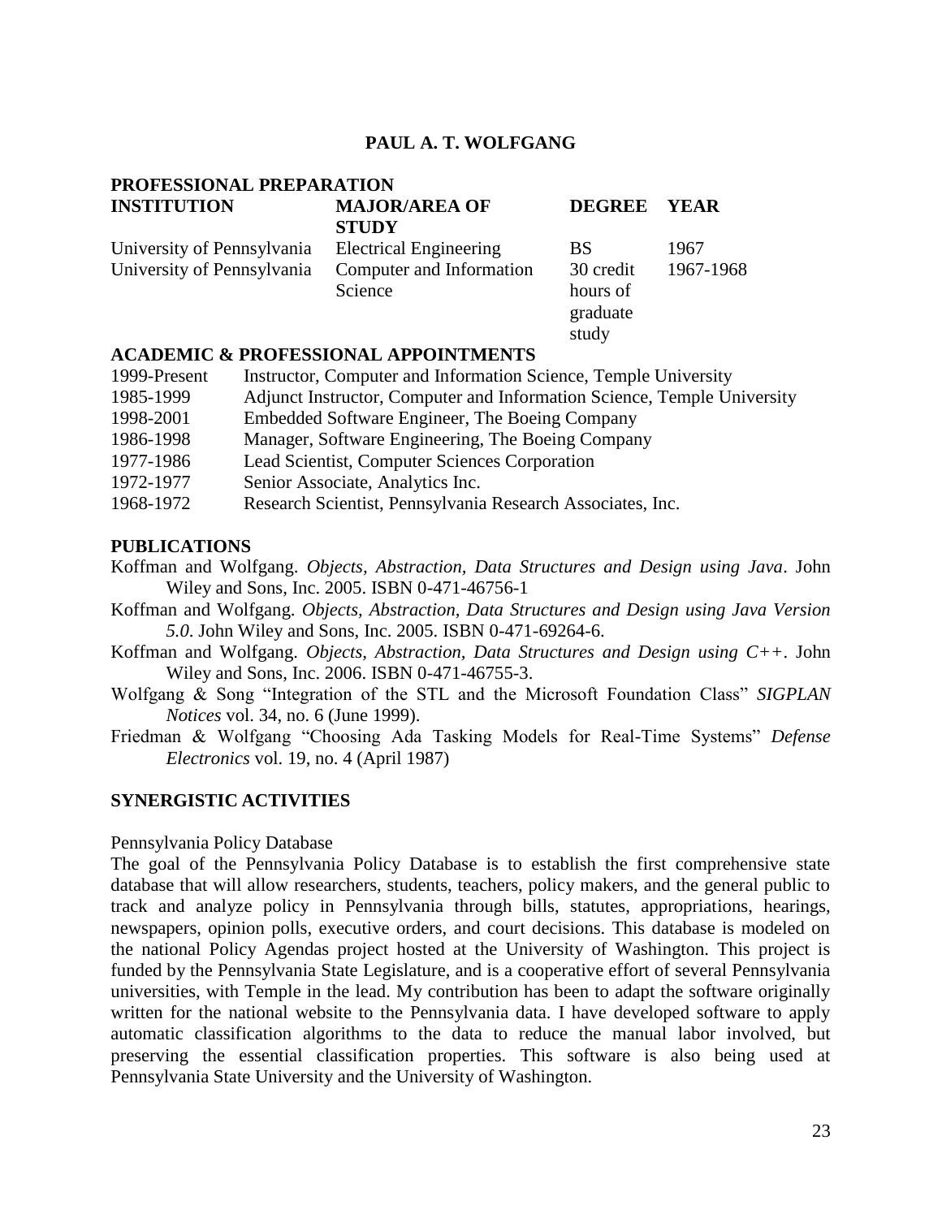# PAUL A. T. WOLFGANG

## PROFESSIONAL PREPARATION

| INSTITUTION | MAJOR/AREA OF STUDY | DEGREE | YEAR |
|---|---|---|---|
| University of Pennsylvania | Electrical Engineering | BS | 1967 |
| University of Pennsylvania | Computer and Information Science | 30 credit hours of graduate study | 1967-1968 |

## ACADEMIC & PROFESSIONAL APPOINTMENTS

| | |
|---|---|
| 1999-Present | Instructor, Computer and Information Science, Temple University |
| 1985-1999 | Adjunct Instructor, Computer and Information Science, Temple University |
| 1998-2001 | Embedded Software Engineer, The Boeing Company |
| 1986-1998 | Manager, Software Engineering, The Boeing Company |
| 1977-1986 | Lead Scientist, Computer Sciences Corporation |
| 1972-1977 | Senior Associate, Analytics Inc. |
| 1968-1972 | Research Scientist, Pennsylvania Research Associates, Inc. |

## PUBLICATIONS

Koffman and Wolfgang. *Objects, Abstraction, Data Structures and Design using Java*. John Wiley and Sons, Inc. 2005. ISBN 0-471-46756-1

Koffman and Wolfgang. *Objects, Abstraction, Data Structures and Design using Java Version 5.0*. John Wiley and Sons, Inc. 2005. ISBN 0-471-69264-6.

Koffman and Wolfgang. *Objects, Abstraction, Data Structures and Design using C++*. John Wiley and Sons, Inc. 2006. ISBN 0-471-46755-3.

Wolfgang & Song "Integration of the STL and the Microsoft Foundation Class" *SIGPLAN Notices* vol. 34, no. 6 (June 1999).

Friedman & Wolfgang "Choosing Ada Tasking Models for Real-Time Systems" *Defense Electronics* vol. 19, no. 4 (April 1987)

## SYNERGISTIC ACTIVITIES

Pennsylvania Policy Database

The goal of the Pennsylvania Policy Database is to establish the first comprehensive state database that will allow researchers, students, teachers, policy makers, and the general public to track and analyze policy in Pennsylvania through bills, statutes, appropriations, hearings, newspapers, opinion polls, executive orders, and court decisions. This database is modeled on the national Policy Agendas project hosted at the University of Washington. This project is funded by the Pennsylvania State Legislature, and is a cooperative effort of several Pennsylvania universities, with Temple in the lead. My contribution has been to adapt the software originally written for the national website to the Pennsylvania data. I have developed software to apply automatic classification algorithms to the data to reduce the manual labor involved, but preserving the essential classification properties. This software is also being used at Pennsylvania State University and the University of Washington.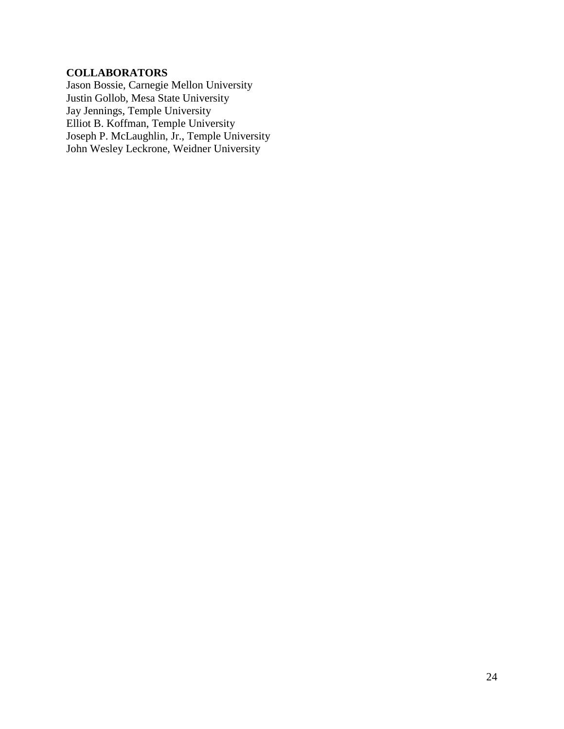**COLLABORATORS**

Jason Bossie, Carnegie Mellon University
Justin Gollob, Mesa State University
Jay Jennings, Temple University
Elliot B. Koffman, Temple University
Joseph P. McLaughlin, Jr., Temple University
John Wesley Leckrone, Weidner University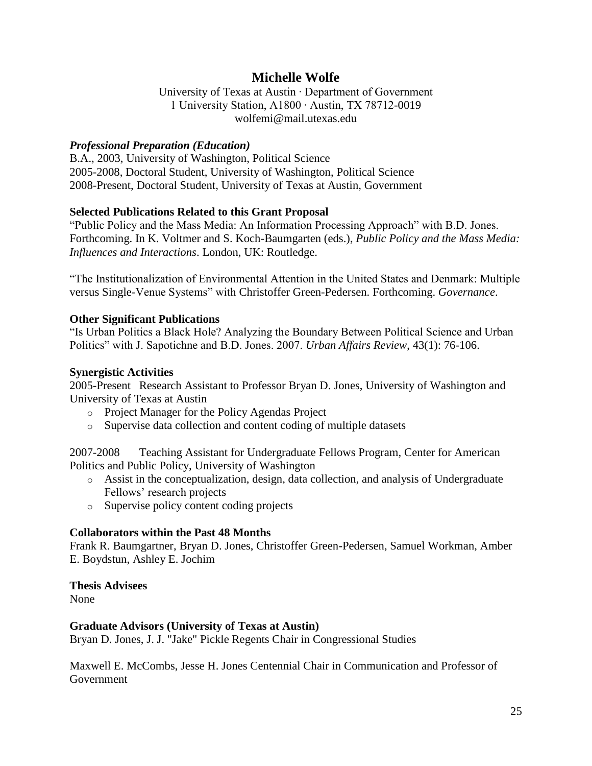# Michelle Wolfe

University of Texas at Austin · Department of Government
1 University Station, A1800 · Austin, TX 78712-0019
wolfemi@mail.utexas.edu

***Professional Preparation (Education)***

B.A., 2003, University of Washington, Political Science
2005-2008, Doctoral Student, University of Washington, Political Science
2008-Present, Doctoral Student, University of Texas at Austin, Government

**Selected Publications Related to this Grant Proposal**

"Public Policy and the Mass Media: An Information Processing Approach" with B.D. Jones. Forthcoming. In K. Voltmer and S. Koch-Baumgarten (eds.), *Public Policy and the Mass Media: Influences and Interactions*. London, UK: Routledge.

"The Institutionalization of Environmental Attention in the United States and Denmark: Multiple versus Single-Venue Systems" with Christoffer Green-Pedersen. Forthcoming. *Governance*.

**Other Significant Publications**

"Is Urban Politics a Black Hole? Analyzing the Boundary Between Political Science and Urban Politics" with J. Sapotichne and B.D. Jones. 2007. *Urban Affairs Review*, 43(1): 76-106.

**Synergistic Activities**

2005-Present Research Assistant to Professor Bryan D. Jones, University of Washington and University of Texas at Austin

- Project Manager for the Policy Agendas Project
- Supervise data collection and content coding of multiple datasets

2007-2008 Teaching Assistant for Undergraduate Fellows Program, Center for American Politics and Public Policy, University of Washington

- Assist in the conceptualization, design, data collection, and analysis of Undergraduate Fellows' research projects
- Supervise policy content coding projects

**Collaborators within the Past 48 Months**

Frank R. Baumgartner, Bryan D. Jones, Christoffer Green-Pedersen, Samuel Workman, Amber E. Boydstun, Ashley E. Jochim

**Thesis Advisees**

None

**Graduate Advisors (University of Texas at Austin)**

Bryan D. Jones, J. J. "Jake" Pickle Regents Chair in Congressional Studies

Maxwell E. McCombs, Jesse H. Jones Centennial Chair in Communication and Professor of Government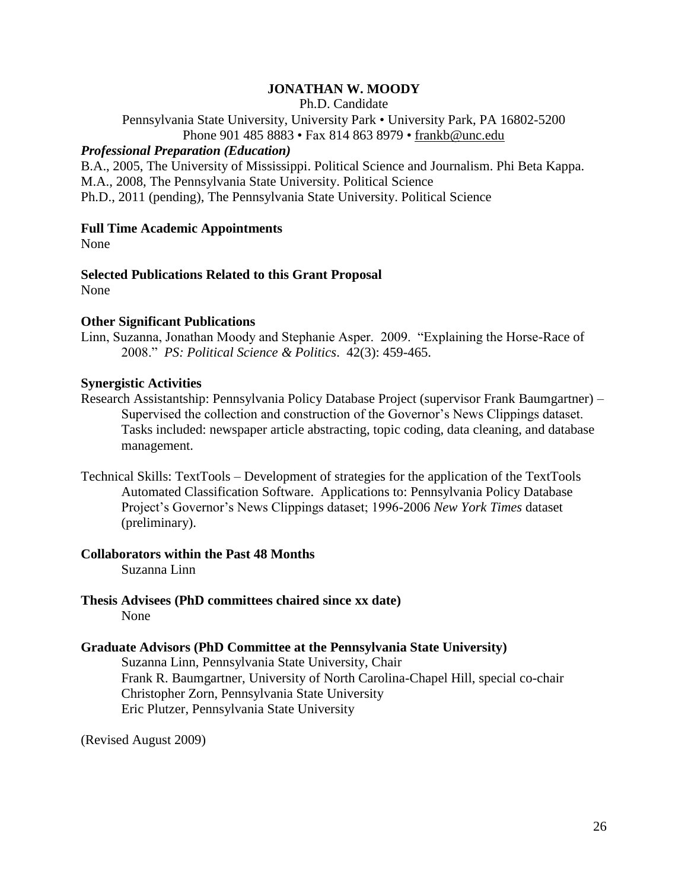**JONATHAN W. MOODY**

Ph.D. Candidate

Pennsylvania State University, University Park • University Park, PA 16802-5200

Phone 901 485 8883 • Fax 814 863 8979 • frankb@unc.edu

***Professional Preparation (Education)***

B.A., 2005, The University of Mississippi. Political Science and Journalism. Phi Beta Kappa.
M.A., 2008, The Pennsylvania State University. Political Science
Ph.D., 2011 (pending), The Pennsylvania State University. Political Science

**Full Time Academic Appointments**

None

**Selected Publications Related to this Grant Proposal**

None

**Other Significant Publications**

Linn, Suzanna, Jonathan Moody and Stephanie Asper. 2009. "Explaining the Horse-Race of 2008." *PS: Political Science & Politics*. 42(3): 459-465.

**Synergistic Activities**

Research Assistantship: Pennsylvania Policy Database Project (supervisor Frank Baumgartner) – Supervised the collection and construction of the Governor's News Clippings dataset. Tasks included: newspaper article abstracting, topic coding, data cleaning, and database management.

Technical Skills: TextTools – Development of strategies for the application of the TextTools Automated Classification Software. Applications to: Pennsylvania Policy Database Project's Governor's News Clippings dataset; 1996-2006 *New York Times* dataset (preliminary).

**Collaborators within the Past 48 Months**

Suzanna Linn

**Thesis Advisees (PhD committees chaired since xx date)**

None

**Graduate Advisors (PhD Committee at the Pennsylvania State University)**

Suzanna Linn, Pennsylvania State University, Chair
Frank R. Baumgartner, University of North Carolina-Chapel Hill, special co-chair
Christopher Zorn, Pennsylvania State University
Eric Plutzer, Pennsylvania State University

(Revised August 2009)